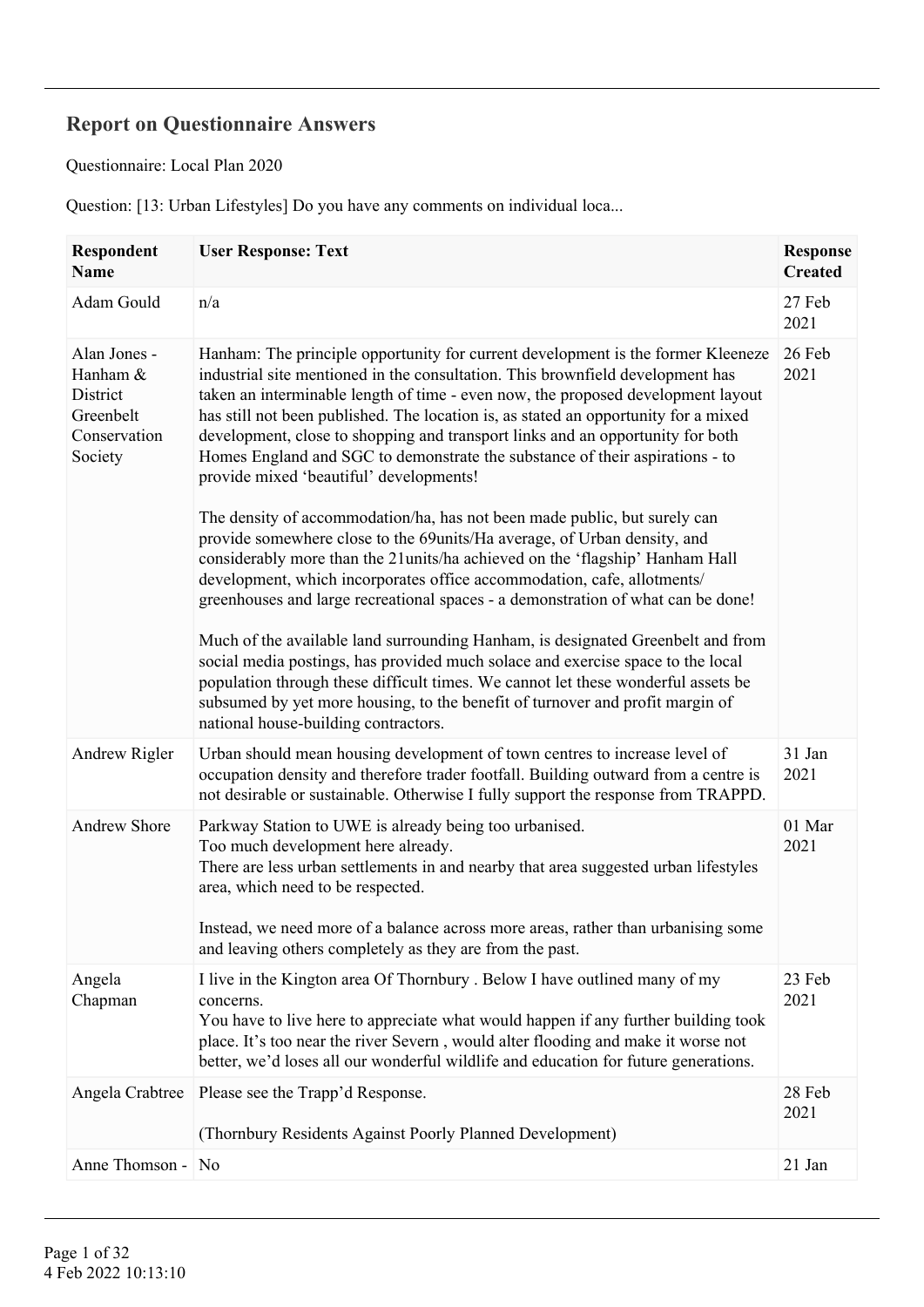## Report on Questionnaire Answers

Questionnaire: Local Plan 2020

Question: [13: Urban Lifestyles] Do you have any comments on individual loca...

| Respondent Name | User Response: Text | Response Created |
|---|---|---|
| Adam Gould | n/a | 27 Feb 2021 |
| Alan Jones - Hanham & District Greenbelt Conservation Society | Hanham: The principle opportunity for current development is the former Kleeneze industrial site mentioned in the consultation. This brownfield development has taken an interminable length of time - even now, the proposed development layout has still not been published. The location is, as stated an opportunity for a mixed development, close to shopping and transport links and an opportunity for both Homes England and SGC to demonstrate the substance of their aspirations - to provide mixed 'beautiful' developments!<br><br>The density of accommodation/ha, has not been made public, but surely can provide somewhere close to the 69units/Ha average, of Urban density, and considerably more than the 21units/ha achieved on the 'flagship' Hanham Hall development, which incorporates office accommodation, cafe, allotments/ greenhouses and large recreational spaces - a demonstration of what can be done!<br><br>Much of the available land surrounding Hanham, is designated Greenbelt and from social media postings, has provided much solace and exercise space to the local population through these difficult times. We cannot let these wonderful assets be subsumed by yet more housing, to the benefit of turnover and profit margin of national house-building contractors. | 26 Feb 2021 |
| Andrew Rigler | Urban should mean housing development of town centres to increase level of occupation density and therefore trader footfall. Building outward from a centre is not desirable or sustainable. Otherwise I fully support the response from TRAPPD. | 31 Jan 2021 |
| Andrew Shore | Parkway Station to UWE is already being too urbanised.<br>Too much development here already.<br>There are less urban settlements in and nearby that area suggested urban lifestyles area, which need to be respected.<br><br>Instead, we need more of a balance across more areas, rather than urbanising some and leaving others completely as they are from the past. | 01 Mar 2021 |
| Angela Chapman | I live in the Kington area Of Thornbury . Below I have outlined many of my concerns.<br>You have to live here to appreciate what would happen if any further building took place. It's too near the river Severn , would alter flooding and make it worse not better, we'd loses all our wonderful wildlife and education for future generations. | 23 Feb 2021 |
| Angela Crabtree | Please see the Trapp'd Response.<br><br>(Thornbury Residents Against Poorly Planned Development) | 28 Feb 2021 |
| Anne Thomson - | No | 21 Jan |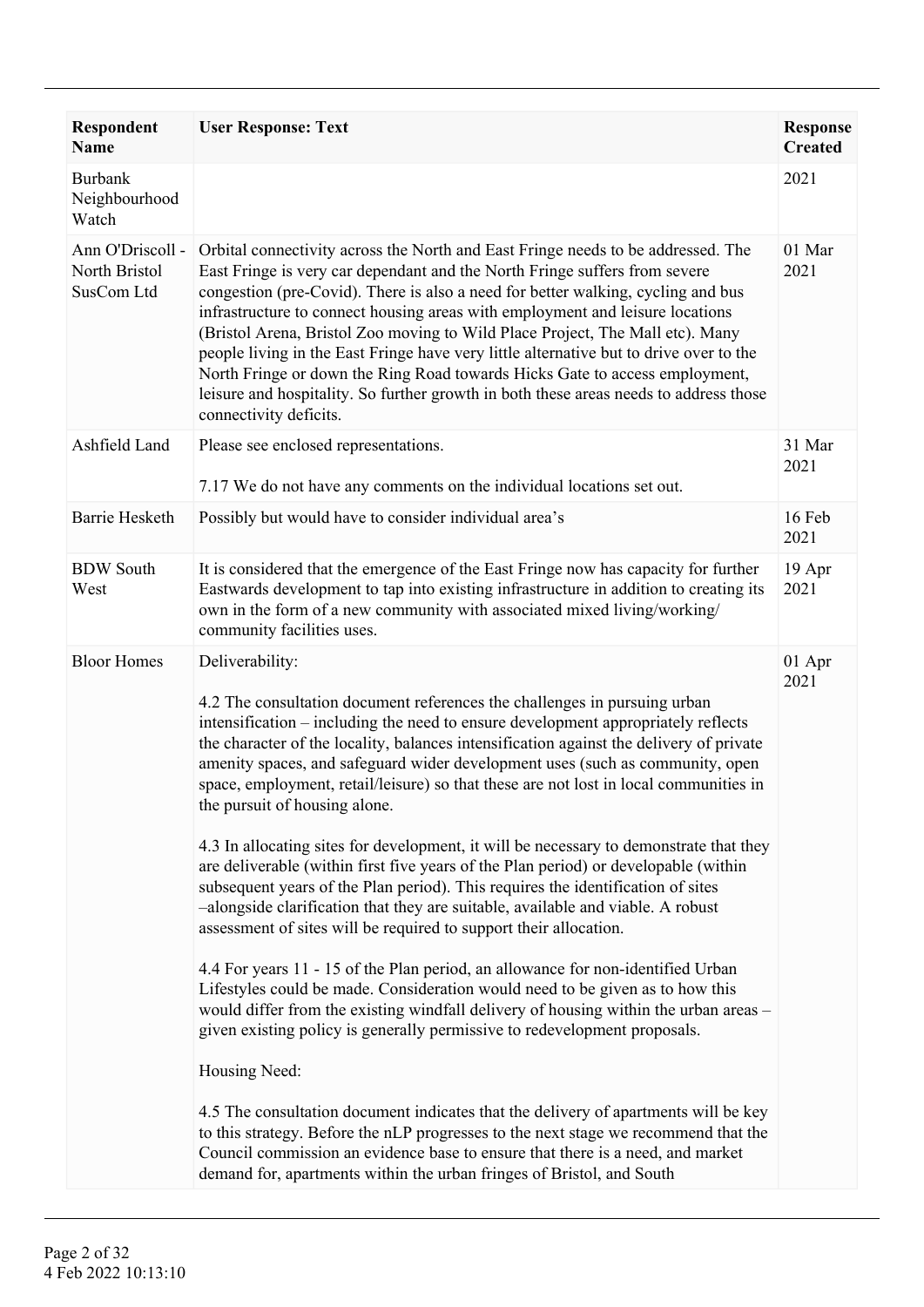| Respondent Name | User Response: Text | Response Created |
| --- | --- | --- |
| Burbank Neighbourhood Watch | | 2021 |
| Ann O'Driscoll - North Bristol SusCom Ltd | Orbital connectivity across the North and East Fringe needs to be addressed. The East Fringe is very car dependant and the North Fringe suffers from severe congestion (pre-Covid). There is also a need for better walking, cycling and bus infrastructure to connect housing areas with employment and leisure locations (Bristol Arena, Bristol Zoo moving to Wild Place Project, The Mall etc). Many people living in the East Fringe have very little alternative but to drive over to the North Fringe or down the Ring Road towards Hicks Gate to access employment, leisure and hospitality. So further growth in both these areas needs to address those connectivity deficits. | 01 Mar 2021 |
| Ashfield Land | Please see enclosed representations.<br><br>7.17 We do not have any comments on the individual locations set out. | 31 Mar 2021 |
| Barrie Hesketh | Possibly but would have to consider individual area's | 16 Feb 2021 |
| BDW South West | It is considered that the emergence of the East Fringe now has capacity for further Eastwards development to tap into existing infrastructure in addition to creating its own in the form of a new community with associated mixed living/working/ community facilities uses. | 19 Apr 2021 |
| Bloor Homes | Deliverability:<br><br>4.2 The consultation document references the challenges in pursuing urban intensification – including the need to ensure development appropriately reflects the character of the locality, balances intensification against the delivery of private amenity spaces, and safeguard wider development uses (such as community, open space, employment, retail/leisure) so that these are not lost in local communities in the pursuit of housing alone.<br><br>4.3 In allocating sites for development, it will be necessary to demonstrate that they are deliverable (within first five years of the Plan period) or developable (within subsequent years of the Plan period). This requires the identification of sites –alongside clarification that they are suitable, available and viable. A robust assessment of sites will be required to support their allocation.<br><br>4.4 For years 11 - 15 of the Plan period, an allowance for non-identified Urban Lifestyles could be made. Consideration would need to be given as to how this would differ from the existing windfall delivery of housing within the urban areas – given existing policy is generally permissive to redevelopment proposals.<br><br>Housing Need:<br><br>4.5 The consultation document indicates that the delivery of apartments will be key to this strategy. Before the nLP progresses to the next stage we recommend that the Council commission an evidence base to ensure that there is a need, and market demand for, apartments within the urban fringes of Bristol, and South | 01 Apr 2021 |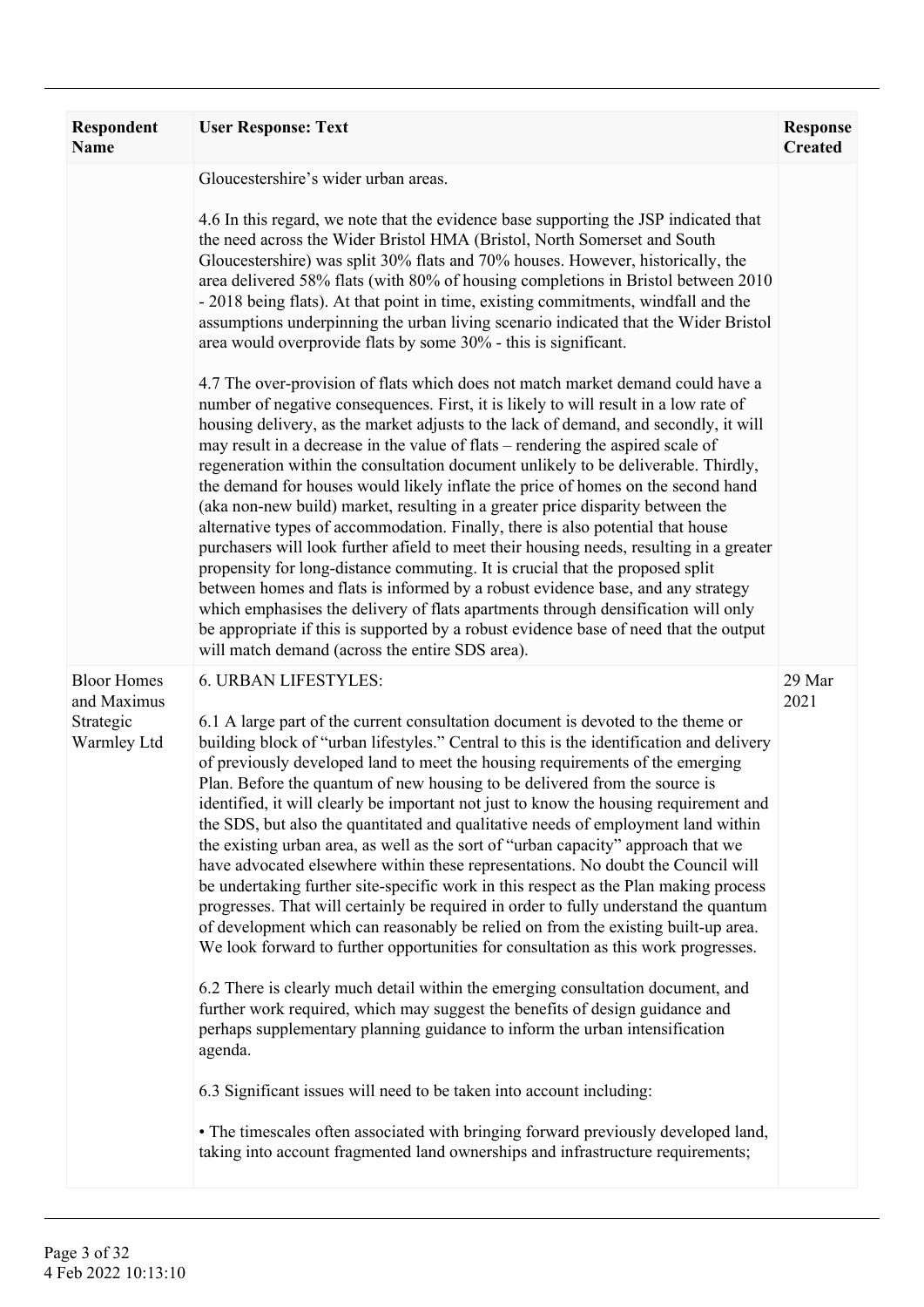| Respondent Name | User Response: Text | Response Created |
|---|---|---|
| | Gloucestershire's wider urban areas.<br><br>4.6 In this regard, we note that the evidence base supporting the JSP indicated that the need across the Wider Bristol HMA (Bristol, North Somerset and South Gloucestershire) was split 30% flats and 70% houses. However, historically, the area delivered 58% flats (with 80% of housing completions in Bristol between 2010 - 2018 being flats). At that point in time, existing commitments, windfall and the assumptions underpinning the urban living scenario indicated that the Wider Bristol area would overprovide flats by some 30% - this is significant.<br><br>4.7 The over-provision of flats which does not match market demand could have a number of negative consequences. First, it is likely to will result in a low rate of housing delivery, as the market adjusts to the lack of demand, and secondly, it will may result in a decrease in the value of flats – rendering the aspired scale of regeneration within the consultation document unlikely to be deliverable. Thirdly, the demand for houses would likely inflate the price of homes on the second hand (aka non-new build) market, resulting in a greater price disparity between the alternative types of accommodation. Finally, there is also potential that house purchasers will look further afield to meet their housing needs, resulting in a greater propensity for long-distance commuting. It is crucial that the proposed split between homes and flats is informed by a robust evidence base, and any strategy which emphasises the delivery of flats apartments through densification will only be appropriate if this is supported by a robust evidence base of need that the output will match demand (across the entire SDS area). | |
| Bloor Homes and Maximus Strategic Warmley Ltd | 6. URBAN LIFESTYLES:<br><br>6.1 A large part of the current consultation document is devoted to the theme or building block of "urban lifestyles." Central to this is the identification and delivery of previously developed land to meet the housing requirements of the emerging Plan. Before the quantum of new housing to be delivered from the source is identified, it will clearly be important not just to know the housing requirement and the SDS, but also the quantitated and qualitative needs of employment land within the existing urban area, as well as the sort of "urban capacity" approach that we have advocated elsewhere within these representations. No doubt the Council will be undertaking further site-specific work in this respect as the Plan making process progresses. That will certainly be required in order to fully understand the quantum of development which can reasonably be relied on from the existing built-up area. We look forward to further opportunities for consultation as this work progresses.<br><br>6.2 There is clearly much detail within the emerging consultation document, and further work required, which may suggest the benefits of design guidance and perhaps supplementary planning guidance to inform the urban intensification agenda.<br><br>6.3 Significant issues will need to be taken into account including:<br><br>• The timescales often associated with bringing forward previously developed land, taking into account fragmented land ownerships and infrastructure requirements; | 29 Mar 2021 |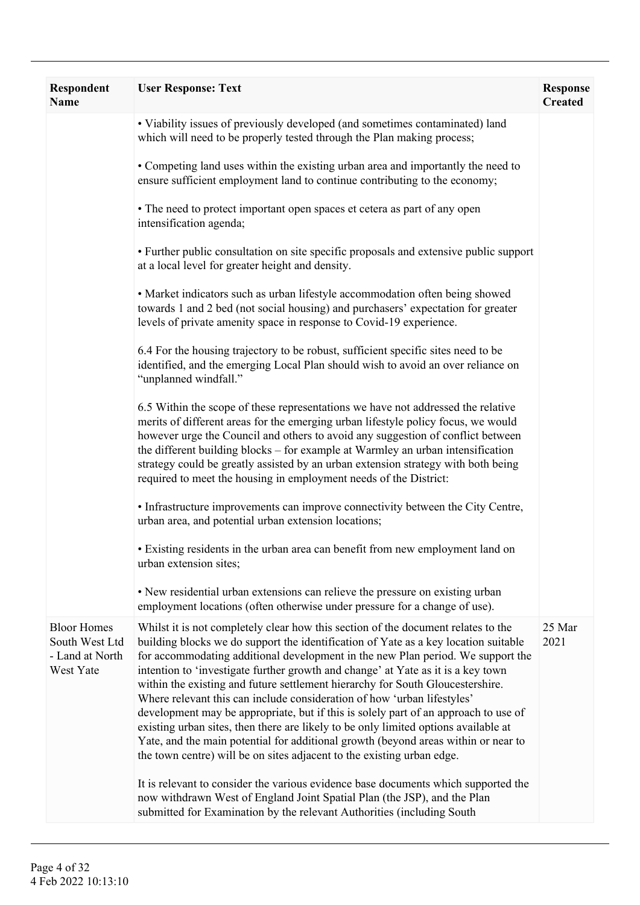| Respondent Name | User Response: Text | Response Created |
|---|---|---|
| | • Viability issues of previously developed (and sometimes contaminated) land which will need to be properly tested through the Plan making process;<br><br>• Competing land uses within the existing urban area and importantly the need to ensure sufficient employment land to continue contributing to the economy;<br><br>• The need to protect important open spaces et cetera as part of any open intensification agenda;<br><br>• Further public consultation on site specific proposals and extensive public support at a local level for greater height and density.<br><br>• Market indicators such as urban lifestyle accommodation often being showed towards 1 and 2 bed (not social housing) and purchasers' expectation for greater levels of private amenity space in response to Covid-19 experience.<br><br>6.4 For the housing trajectory to be robust, sufficient specific sites need to be identified, and the emerging Local Plan should wish to avoid an over reliance on "unplanned windfall."<br><br>6.5 Within the scope of these representations we have not addressed the relative merits of different areas for the emerging urban lifestyle policy focus, we would however urge the Council and others to avoid any suggestion of conflict between the different building blocks – for example at Warmley an urban intensification strategy could be greatly assisted by an urban extension strategy with both being required to meet the housing in employment needs of the District:<br><br>• Infrastructure improvements can improve connectivity between the City Centre, urban area, and potential urban extension locations;<br><br>• Existing residents in the urban area can benefit from new employment land on urban extension sites;<br><br>• New residential urban extensions can relieve the pressure on existing urban employment locations (often otherwise under pressure for a change of use). | |
| Bloor Homes South West Ltd - Land at North West Yate | Whilst it is not completely clear how this section of the document relates to the building blocks we do support the identification of Yate as a key location suitable for accommodating additional development in the new Plan period. We support the intention to 'investigate further growth and change' at Yate as it is a key town within the existing and future settlement hierarchy for South Gloucestershire. Where relevant this can include consideration of how 'urban lifestyles' development may be appropriate, but if this is solely part of an approach to use of existing urban sites, then there are likely to be only limited options available at Yate, and the main potential for additional growth (beyond areas within or near to the town centre) will be on sites adjacent to the existing urban edge.<br><br>It is relevant to consider the various evidence base documents which supported the now withdrawn West of England Joint Spatial Plan (the JSP), and the Plan submitted for Examination by the relevant Authorities (including South | 25 Mar 2021 |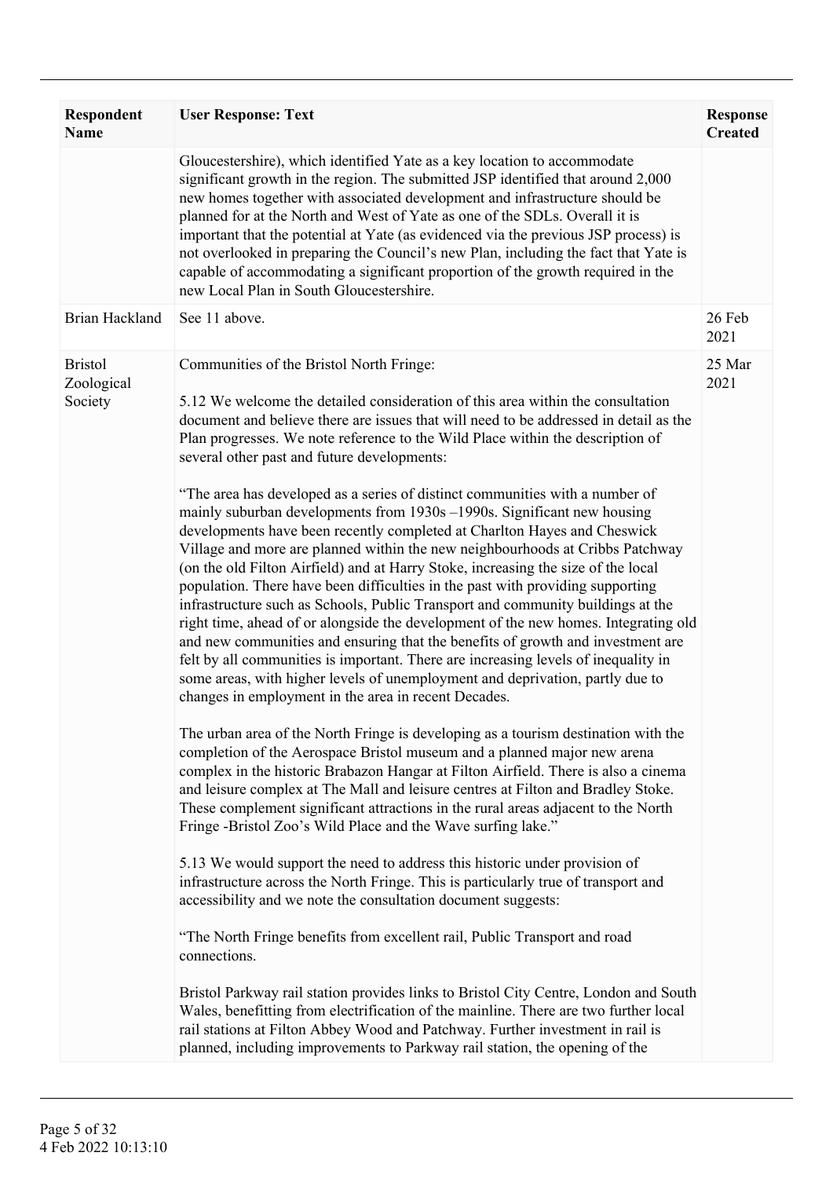| Respondent Name | User Response: Text | Response Created |
|---|---|---|
| | Gloucestershire), which identified Yate as a key location to accommodate significant growth in the region. The submitted JSP identified that around 2,000 new homes together with associated development and infrastructure should be planned for at the North and West of Yate as one of the SDLs. Overall it is important that the potential at Yate (as evidenced via the previous JSP process) is not overlooked in preparing the Council's new Plan, including the fact that Yate is capable of accommodating a significant proportion of the growth required in the new Local Plan in South Gloucestershire. | |
| Brian Hackland | See 11 above. | 26 Feb 2021 |
| Bristol Zoological Society | Communities of the Bristol North Fringe:<br><br>5.12 We welcome the detailed consideration of this area within the consultation document and believe there are issues that will need to be addressed in detail as the Plan progresses. We note reference to the Wild Place within the description of several other past and future developments:<br><br>"The area has developed as a series of distinct communities with a number of mainly suburban developments from 1930s –1990s. Significant new housing developments have been recently completed at Charlton Hayes and Cheswick Village and more are planned within the new neighbourhoods at Cribbs Patchway (on the old Filton Airfield) and at Harry Stoke, increasing the size of the local population. There have been difficulties in the past with providing supporting infrastructure such as Schools, Public Transport and community buildings at the right time, ahead of or alongside the development of the new homes. Integrating old and new communities and ensuring that the benefits of growth and investment are felt by all communities is important. There are increasing levels of inequality in some areas, with higher levels of unemployment and deprivation, partly due to changes in employment in the area in recent Decades.<br><br>The urban area of the North Fringe is developing as a tourism destination with the completion of the Aerospace Bristol museum and a planned major new arena complex in the historic Brabazon Hangar at Filton Airfield. There is also a cinema and leisure complex at The Mall and leisure centres at Filton and Bradley Stoke. These complement significant attractions in the rural areas adjacent to the North Fringe -Bristol Zoo's Wild Place and the Wave surfing lake."<br><br>5.13 We would support the need to address this historic under provision of infrastructure across the North Fringe. This is particularly true of transport and accessibility and we note the consultation document suggests:<br><br>"The North Fringe benefits from excellent rail, Public Transport and road connections.<br><br>Bristol Parkway rail station provides links to Bristol City Centre, London and South Wales, benefitting from electrification of the mainline. There are two further local rail stations at Filton Abbey Wood and Patchway. Further investment in rail is planned, including improvements to Parkway rail station, the opening of the | 25 Mar 2021 |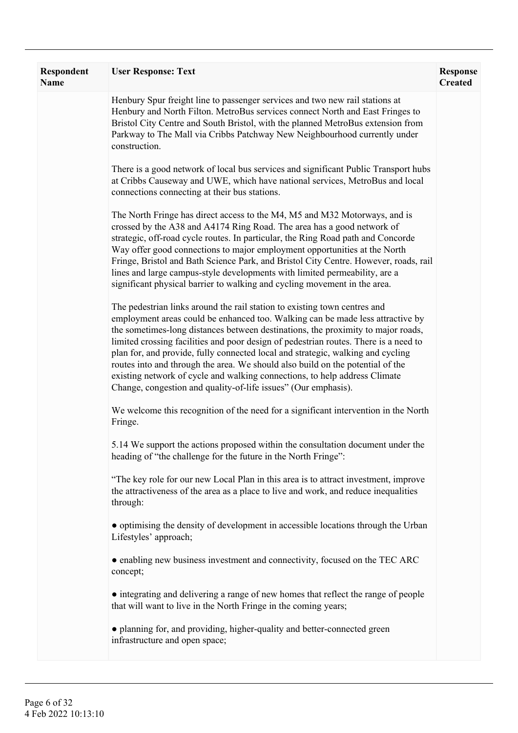| Respondent Name | User Response: Text | Response Created |
|---|---|---|
| | Henbury Spur freight line to passenger services and two new rail stations at Henbury and North Filton. MetroBus services connect North and East Fringes to Bristol City Centre and South Bristol, with the planned MetroBus extension from Parkway to The Mall via Cribbs Patchway New Neighbourhood currently under construction.<br><br>There is a good network of local bus services and significant Public Transport hubs at Cribbs Causeway and UWE, which have national services, MetroBus and local connections connecting at their bus stations.<br><br>The North Fringe has direct access to the M4, M5 and M32 Motorways, and is crossed by the A38 and A4174 Ring Road. The area has a good network of strategic, off-road cycle routes. In particular, the Ring Road path and Concorde Way offer good connections to major employment opportunities at the North Fringe, Bristol and Bath Science Park, and Bristol City Centre. However, roads, rail lines and large campus-style developments with limited permeability, are a significant physical barrier to walking and cycling movement in the area.<br><br>The pedestrian links around the rail station to existing town centres and employment areas could be enhanced too. Walking can be made less attractive by the sometimes-long distances between destinations, the proximity to major roads, limited crossing facilities and poor design of pedestrian routes. There is a need to plan for, and provide, fully connected local and strategic, walking and cycling routes into and through the area. We should also build on the potential of the existing network of cycle and walking connections, to help address Climate Change, congestion and quality-of-life issues" (Our emphasis).<br><br>We welcome this recognition of the need for a significant intervention in the North Fringe.<br><br>5.14 We support the actions proposed within the consultation document under the heading of "the challenge for the future in the North Fringe":<br><br>"The key role for our new Local Plan in this area is to attract investment, improve the attractiveness of the area as a place to live and work, and reduce inequalities through:<br><br>● optimising the density of development in accessible locations through the Urban Lifestyles' approach;<br><br>● enabling new business investment and connectivity, focused on the TEC ARC concept;<br><br>● integrating and delivering a range of new homes that reflect the range of people that will want to live in the North Fringe in the coming years;<br><br>● planning for, and providing, higher-quality and better-connected green infrastructure and open space; | |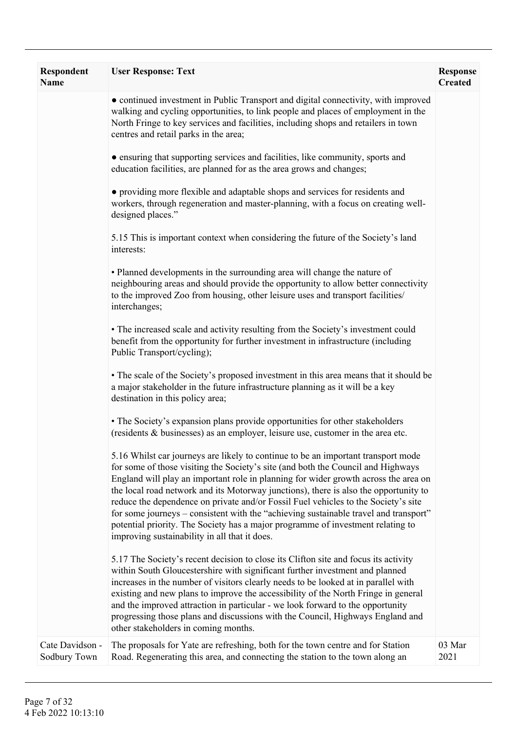| Respondent Name | User Response: Text | Response Created |
| --- | --- | --- |
| | ● continued investment in Public Transport and digital connectivity, with improved walking and cycling opportunities, to link people and places of employment in the North Fringe to key services and facilities, including shops and retailers in town centres and retail parks in the area;<br><br>● ensuring that supporting services and facilities, like community, sports and education facilities, are planned for as the area grows and changes;<br><br>● providing more flexible and adaptable shops and services for residents and workers, through regeneration and master-planning, with a focus on creating well-designed places."<br><br>5.15 This is important context when considering the future of the Society's land interests:<br><br>• Planned developments in the surrounding area will change the nature of neighbouring areas and should provide the opportunity to allow better connectivity to the improved Zoo from housing, other leisure uses and transport facilities/ interchanges;<br><br>• The increased scale and activity resulting from the Society's investment could benefit from the opportunity for further investment in infrastructure (including Public Transport/cycling);<br><br>• The scale of the Society's proposed investment in this area means that it should be a major stakeholder in the future infrastructure planning as it will be a key destination in this policy area;<br><br>• The Society's expansion plans provide opportunities for other stakeholders (residents & businesses) as an employer, leisure use, customer in the area etc.<br><br>5.16 Whilst car journeys are likely to continue to be an important transport mode for some of those visiting the Society's site (and both the Council and Highways England will play an important role in planning for wider growth across the area on the local road network and its Motorway junctions), there is also the opportunity to reduce the dependence on private and/or Fossil Fuel vehicles to the Society's site for some journeys – consistent with the "achieving sustainable travel and transport" potential priority. The Society has a major programme of investment relating to improving sustainability in all that it does.<br><br>5.17 The Society's recent decision to close its Clifton site and focus its activity within South Gloucestershire with significant further investment and planned increases in the number of visitors clearly needs to be looked at in parallel with existing and new plans to improve the accessibility of the North Fringe in general and the improved attraction in particular - we look forward to the opportunity progressing those plans and discussions with the Council, Highways England and other stakeholders in coming months. | |
| Cate Davidson - Sodbury Town | The proposals for Yate are refreshing, both for the town centre and for Station Road. Regenerating this area, and connecting the station to the town along an | 03 Mar 2021 |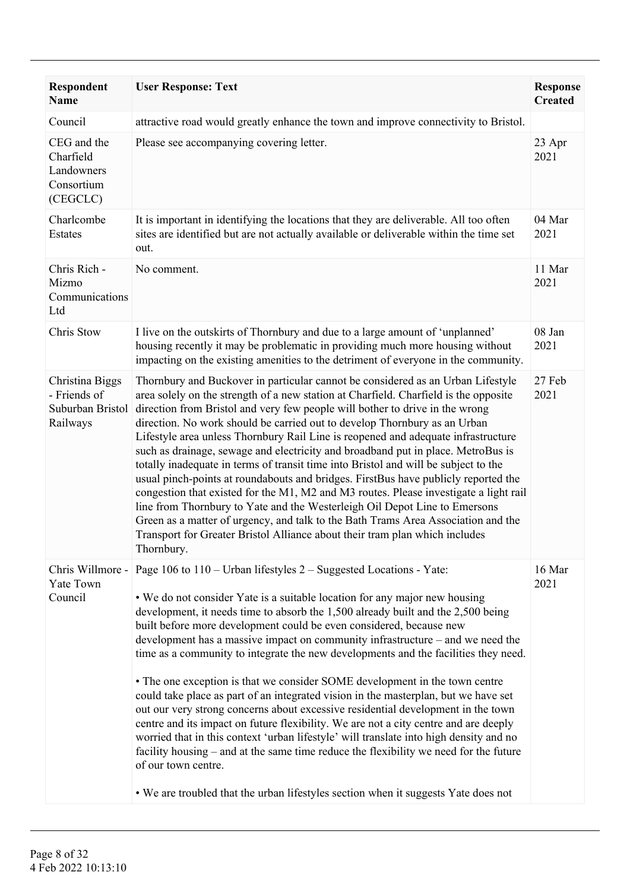| Respondent Name | User Response: Text | Response Created |
| --- | --- | --- |
| Council | attractive road would greatly enhance the town and improve connectivity to Bristol. | |
| CEG and the Charfield Landowners Consortium (CEGCLC) | Please see accompanying covering letter. | 23 Apr 2021 |
| Charlcombe Estates | It is important in identifying the locations that they are deliverable. All too often sites are identified but are not actually available or deliverable within the time set out. | 04 Mar 2021 |
| Chris Rich - Mizmo Communications Ltd | No comment. | 11 Mar 2021 |
| Chris Stow | I live on the outskirts of Thornbury and due to a large amount of 'unplanned' housing recently it may be problematic in providing much more housing without impacting on the existing amenities to the detriment of everyone in the community. | 08 Jan 2021 |
| Christina Biggs - Friends of Suburban Bristol Railways | Thornbury and Buckover in particular cannot be considered as an Urban Lifestyle area solely on the strength of a new station at Charfield. Charfield is the opposite direction from Bristol and very few people will bother to drive in the wrong direction. No work should be carried out to develop Thornbury as an Urban Lifestyle area unless Thornbury Rail Line is reopened and adequate infrastructure such as drainage, sewage and electricity and broadband put in place. MetroBus is totally inadequate in terms of transit time into Bristol and will be subject to the usual pinch-points at roundabouts and bridges. FirstBus have publicly reported the congestion that existed for the M1, M2 and M3 routes. Please investigate a light rail line from Thornbury to Yate and the Westerleigh Oil Depot Line to Emersons Green as a matter of urgency, and talk to the Bath Trams Area Association and the Transport for Greater Bristol Alliance about their tram plan which includes Thornbury. | 27 Feb 2021 |
| Chris Willmore - Yate Town Council | Page 106 to 110 – Urban lifestyles 2 – Suggested Locations - Yate:<br><br>• We do not consider Yate is a suitable location for any major new housing development, it needs time to absorb the 1,500 already built and the 2,500 being built before more development could be even considered, because new development has a massive impact on community infrastructure – and we need the time as a community to integrate the new developments and the facilities they need.<br><br>• The one exception is that we consider SOME development in the town centre could take place as part of an integrated vision in the masterplan, but we have set out our very strong concerns about excessive residential development in the town centre and its impact on future flexibility. We are not a city centre and are deeply worried that in this context 'urban lifestyle' will translate into high density and no facility housing – and at the same time reduce the flexibility we need for the future of our town centre.<br><br>• We are troubled that the urban lifestyles section when it suggests Yate does not | 16 Mar 2021 |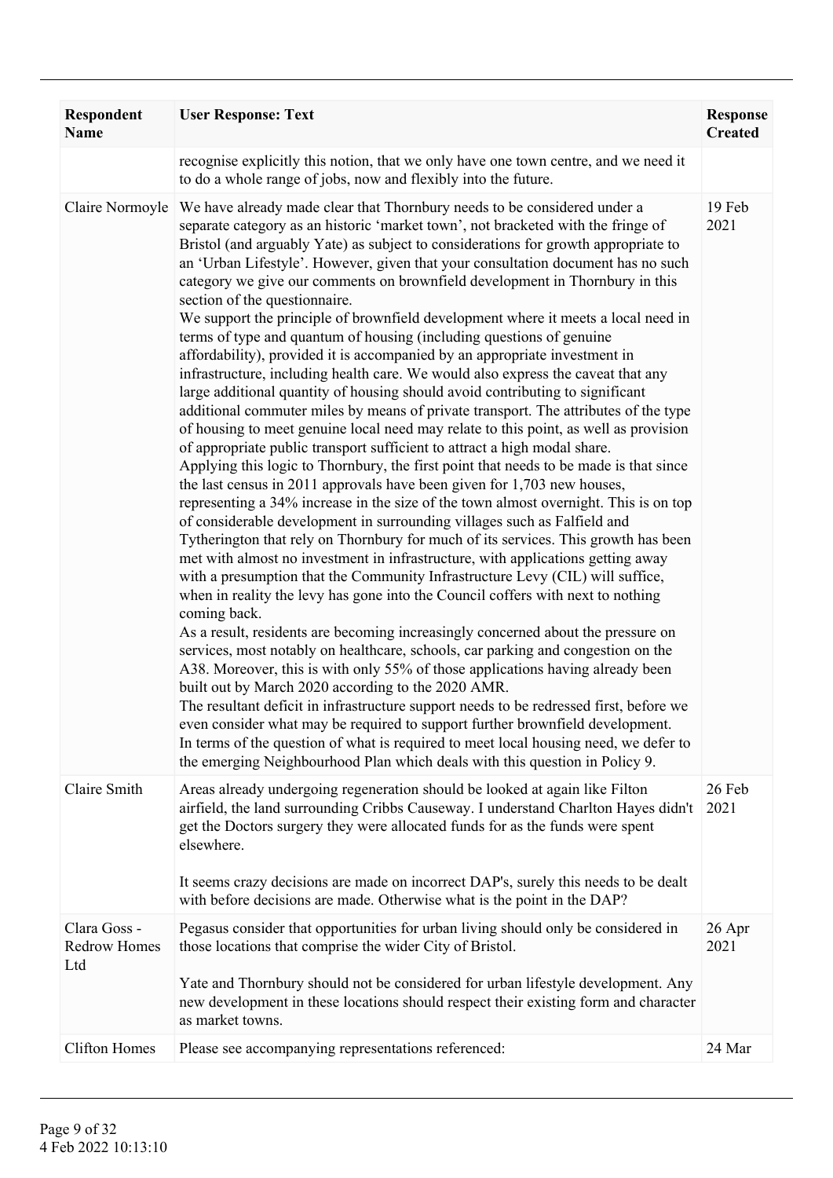| Respondent Name | User Response: Text | Response Created |
|---|---|---|
| | recognise explicitly this notion, that we only have one town centre, and we need it to do a whole range of jobs, now and flexibly into the future. | |
| Claire Normoyle | We have already made clear that Thornbury needs to be considered under a separate category as an historic 'market town', not bracketed with the fringe of Bristol (and arguably Yate) as subject to considerations for growth appropriate to an 'Urban Lifestyle'. However, given that your consultation document has no such category we give our comments on brownfield development in Thornbury in this section of the questionnaire.<br>We support the principle of brownfield development where it meets a local need in terms of type and quantum of housing (including questions of genuine affordability), provided it is accompanied by an appropriate investment in infrastructure, including health care. We would also express the caveat that any large additional quantity of housing should avoid contributing to significant additional commuter miles by means of private transport. The attributes of the type of housing to meet genuine local need may relate to this point, as well as provision of appropriate public transport sufficient to attract a high modal share.<br>Applying this logic to Thornbury, the first point that needs to be made is that since the last census in 2011 approvals have been given for 1,703 new houses, representing a 34% increase in the size of the town almost overnight. This is on top of considerable development in surrounding villages such as Falfield and Tytherington that rely on Thornbury for much of its services. This growth has been met with almost no investment in infrastructure, with applications getting away with a presumption that the Community Infrastructure Levy (CIL) will suffice, when in reality the levy has gone into the Council coffers with next to nothing coming back.<br>As a result, residents are becoming increasingly concerned about the pressure on services, most notably on healthcare, schools, car parking and congestion on the A38. Moreover, this is with only 55% of those applications having already been built out by March 2020 according to the 2020 AMR.<br>The resultant deficit in infrastructure support needs to be redressed first, before we even consider what may be required to support further brownfield development.<br>In terms of the question of what is required to meet local housing need, we defer to the emerging Neighbourhood Plan which deals with this question in Policy 9. | 19 Feb 2021 |
| Claire Smith | Areas already undergoing regeneration should be looked at again like Filton airfield, the land surrounding Cribbs Causeway. I understand Charlton Hayes didn't get the Doctors surgery they were allocated funds for as the funds were spent elsewhere.<br><br>It seems crazy decisions are made on incorrect DAP's, surely this needs to be dealt with before decisions are made. Otherwise what is the point in the DAP? | 26 Feb 2021 |
| Clara Goss - Redrow Homes Ltd | Pegasus consider that opportunities for urban living should only be considered in those locations that comprise the wider City of Bristol.<br><br>Yate and Thornbury should not be considered for urban lifestyle development. Any new development in these locations should respect their existing form and character as market towns. | 26 Apr 2021 |
| Clifton Homes | Please see accompanying representations referenced: | 24 Mar |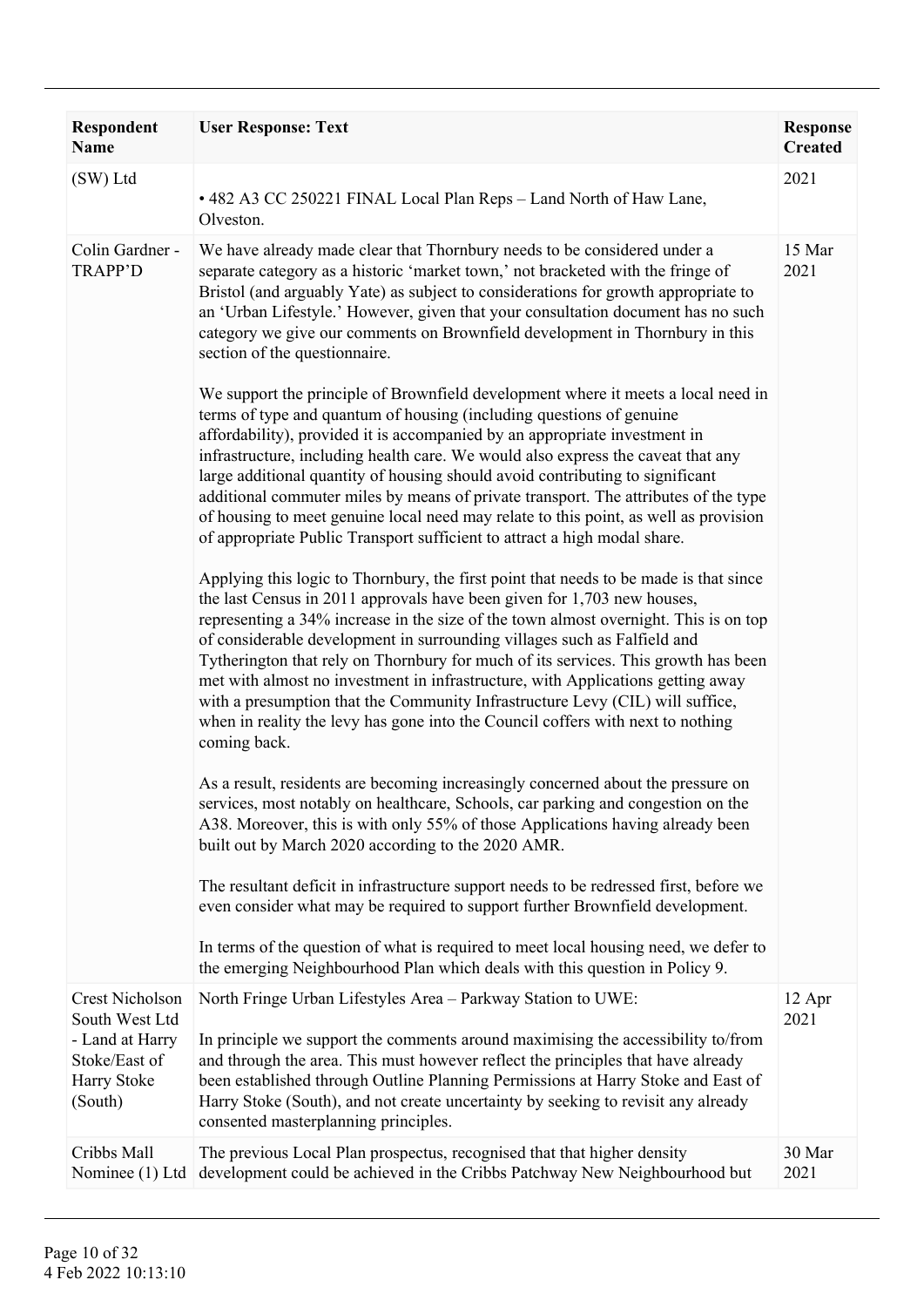| Respondent Name | User Response: Text | Response Created |
|---|---|---|
| (SW) Ltd | • 482 A3 CC 250221 FINAL Local Plan Reps – Land North of Haw Lane, Olveston. | 2021 |
| Colin Gardner - TRAPP'D | We have already made clear that Thornbury needs to be considered under a separate category as a historic 'market town,' not bracketed with the fringe of Bristol (and arguably Yate) as subject to considerations for growth appropriate to an 'Urban Lifestyle.' However, given that your consultation document has no such category we give our comments on Brownfield development in Thornbury in this section of the questionnaire.<br><br>We support the principle of Brownfield development where it meets a local need in terms of type and quantum of housing (including questions of genuine affordability), provided it is accompanied by an appropriate investment in infrastructure, including health care. We would also express the caveat that any large additional quantity of housing should avoid contributing to significant additional commuter miles by means of private transport. The attributes of the type of housing to meet genuine local need may relate to this point, as well as provision of appropriate Public Transport sufficient to attract a high modal share.<br><br>Applying this logic to Thornbury, the first point that needs to be made is that since the last Census in 2011 approvals have been given for 1,703 new houses, representing a 34% increase in the size of the town almost overnight. This is on top of considerable development in surrounding villages such as Falfield and Tytherington that rely on Thornbury for much of its services. This growth has been met with almost no investment in infrastructure, with Applications getting away with a presumption that the Community Infrastructure Levy (CIL) will suffice, when in reality the levy has gone into the Council coffers with next to nothing coming back.<br><br>As a result, residents are becoming increasingly concerned about the pressure on services, most notably on healthcare, Schools, car parking and congestion on the A38. Moreover, this is with only 55% of those Applications having already been built out by March 2020 according to the 2020 AMR.<br><br>The resultant deficit in infrastructure support needs to be redressed first, before we even consider what may be required to support further Brownfield development.<br><br>In terms of the question of what is required to meet local housing need, we defer to the emerging Neighbourhood Plan which deals with this question in Policy 9. | 15 Mar 2021 |
| Crest Nicholson South West Ltd - Land at Harry Stoke/East of Harry Stoke (South) | North Fringe Urban Lifestyles Area – Parkway Station to UWE:<br><br>In principle we support the comments around maximising the accessibility to/from and through the area. This must however reflect the principles that have already been established through Outline Planning Permissions at Harry Stoke and East of Harry Stoke (South), and not create uncertainty by seeking to revisit any already consented masterplanning principles. | 12 Apr 2021 |
| Cribbs Mall Nominee (1) Ltd | The previous Local Plan prospectus, recognised that that higher density development could be achieved in the Cribbs Patchway New Neighbourhood but | 30 Mar 2021 |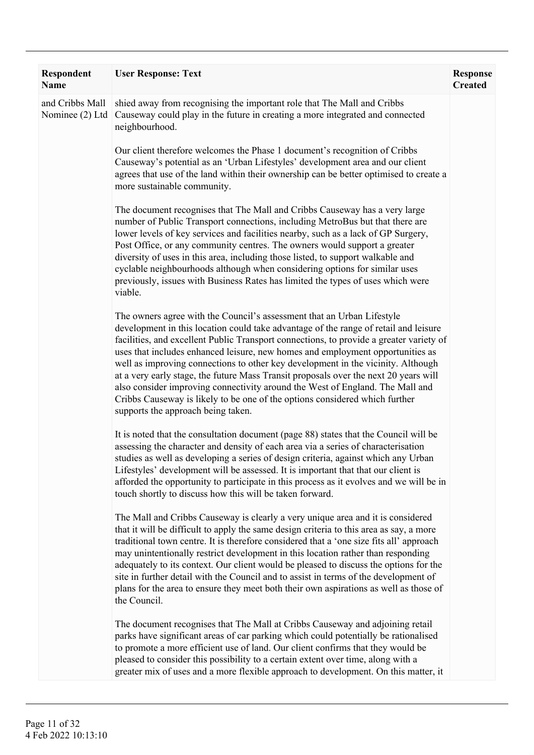| Respondent Name | User Response: Text | Response Created |
| --- | --- | --- |
| and Cribbs Mall Nominee (2) Ltd | shied away from recognising the important role that The Mall and Cribbs Causeway could play in the future in creating a more integrated and connected neighbourhood.<br><br>Our client therefore welcomes the Phase 1 document's recognition of Cribbs Causeway's potential as an 'Urban Lifestyles' development area and our client agrees that use of the land within their ownership can be better optimised to create a more sustainable community.<br><br>The document recognises that The Mall and Cribbs Causeway has a very large number of Public Transport connections, including MetroBus but that there are lower levels of key services and facilities nearby, such as a lack of GP Surgery, Post Office, or any community centres. The owners would support a greater diversity of uses in this area, including those listed, to support walkable and cyclable neighbourhoods although when considering options for similar uses previously, issues with Business Rates has limited the types of uses which were viable.<br><br>The owners agree with the Council's assessment that an Urban Lifestyle development in this location could take advantage of the range of retail and leisure facilities, and excellent Public Transport connections, to provide a greater variety of uses that includes enhanced leisure, new homes and employment opportunities as well as improving connections to other key development in the vicinity. Although at a very early stage, the future Mass Transit proposals over the next 20 years will also consider improving connectivity around the West of England. The Mall and Cribbs Causeway is likely to be one of the options considered which further supports the approach being taken.<br><br>It is noted that the consultation document (page 88) states that the Council will be assessing the character and density of each area via a series of characterisation studies as well as developing a series of design criteria, against which any Urban Lifestyles' development will be assessed. It is important that that our client is afforded the opportunity to participate in this process as it evolves and we will be in touch shortly to discuss how this will be taken forward.<br><br>The Mall and Cribbs Causeway is clearly a very unique area and it is considered that it will be difficult to apply the same design criteria to this area as say, a more traditional town centre. It is therefore considered that a 'one size fits all' approach may unintentionally restrict development in this location rather than responding adequately to its context. Our client would be pleased to discuss the options for the site in further detail with the Council and to assist in terms of the development of plans for the area to ensure they meet both their own aspirations as well as those of the Council.<br><br>The document recognises that The Mall at Cribbs Causeway and adjoining retail parks have significant areas of car parking which could potentially be rationalised to promote a more efficient use of land. Our client confirms that they would be pleased to consider this possibility to a certain extent over time, along with a greater mix of uses and a more flexible approach to development. On this matter, it | |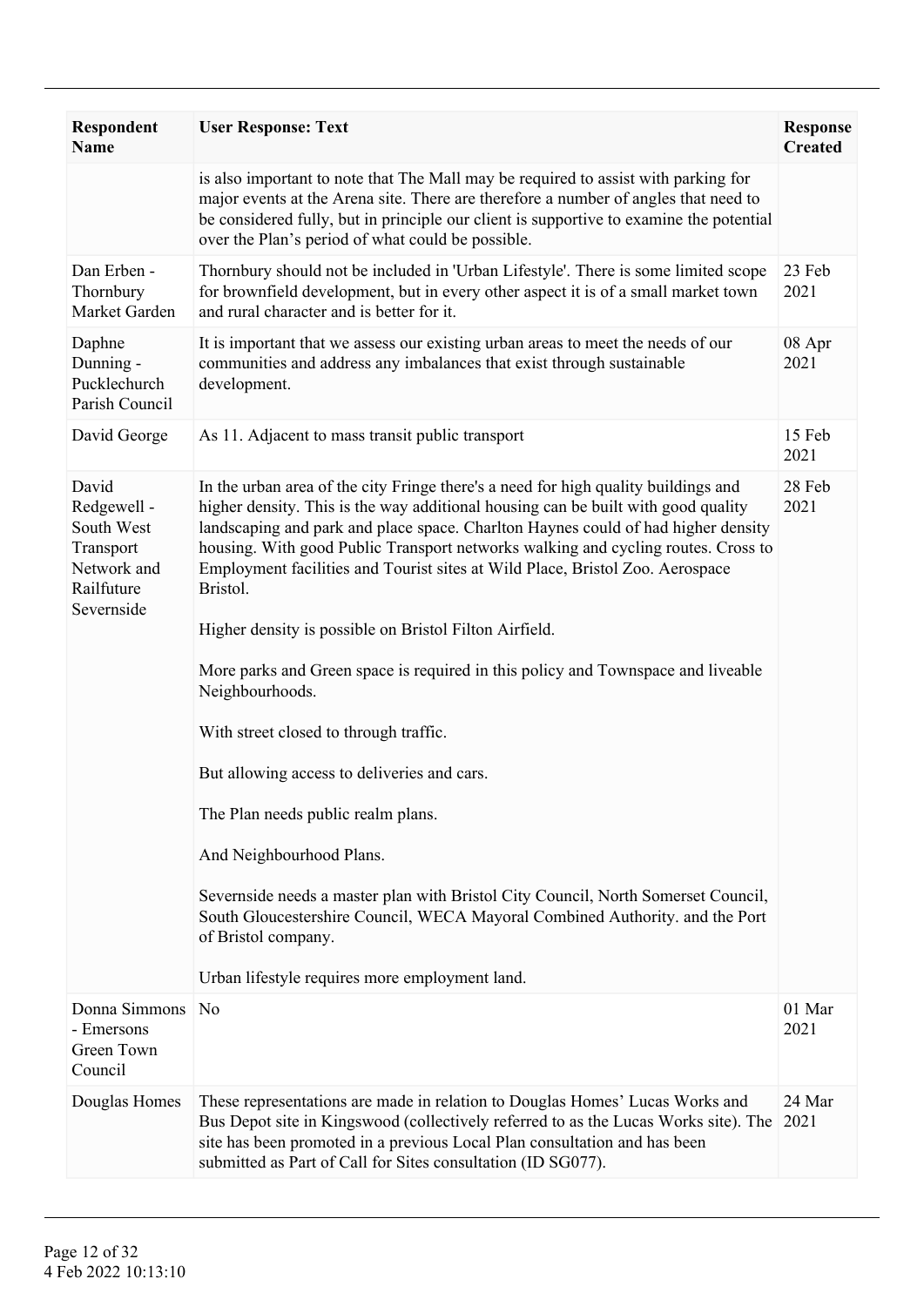| Respondent Name | User Response: Text | Response Created |
|---|---|---|
| | is also important to note that The Mall may be required to assist with parking for major events at the Arena site. There are therefore a number of angles that need to be considered fully, but in principle our client is supportive to examine the potential over the Plan's period of what could be possible. | |
| Dan Erben - Thornbury Market Garden | Thornbury should not be included in 'Urban Lifestyle'. There is some limited scope for brownfield development, but in every other aspect it is of a small market town and rural character and is better for it. | 23 Feb 2021 |
| Daphne Dunning - Pucklechurch Parish Council | It is important that we assess our existing urban areas to meet the needs of our communities and address any imbalances that exist through sustainable development. | 08 Apr 2021 |
| David George | As 11. Adjacent to mass transit public transport | 15 Feb 2021 |
| David Redgewell - South West Transport Network and Railfuture Severnside | In the urban area of the city Fringe there's a need for high quality buildings and higher density. This is the way additional housing can be built with good quality landscaping and park and place space. Charlton Haynes could of had higher density housing. With good Public Transport networks walking and cycling routes. Cross to Employment facilities and Tourist sites at Wild Place, Bristol Zoo. Aerospace Bristol.<br><br>Higher density is possible on Bristol Filton Airfield.<br><br>More parks and Green space is required in this policy and Townspace and liveable Neighbourhoods.<br><br>With street closed to through traffic.<br><br>But allowing access to deliveries and cars.<br><br>The Plan needs public realm plans.<br><br>And Neighbourhood Plans.<br><br>Severnside needs a master plan with Bristol City Council, North Somerset Council, South Gloucestershire Council, WECA Mayoral Combined Authority. and the Port of Bristol company.<br><br>Urban lifestyle requires more employment land. | 28 Feb 2021 |
| Donna Simmons - Emersons Green Town Council | No | 01 Mar 2021 |
| Douglas Homes | These representations are made in relation to Douglas Homes' Lucas Works and Bus Depot site in Kingswood (collectively referred to as the Lucas Works site). The site has been promoted in a previous Local Plan consultation and has been submitted as Part of Call for Sites consultation (ID SG077). | 24 Mar 2021 |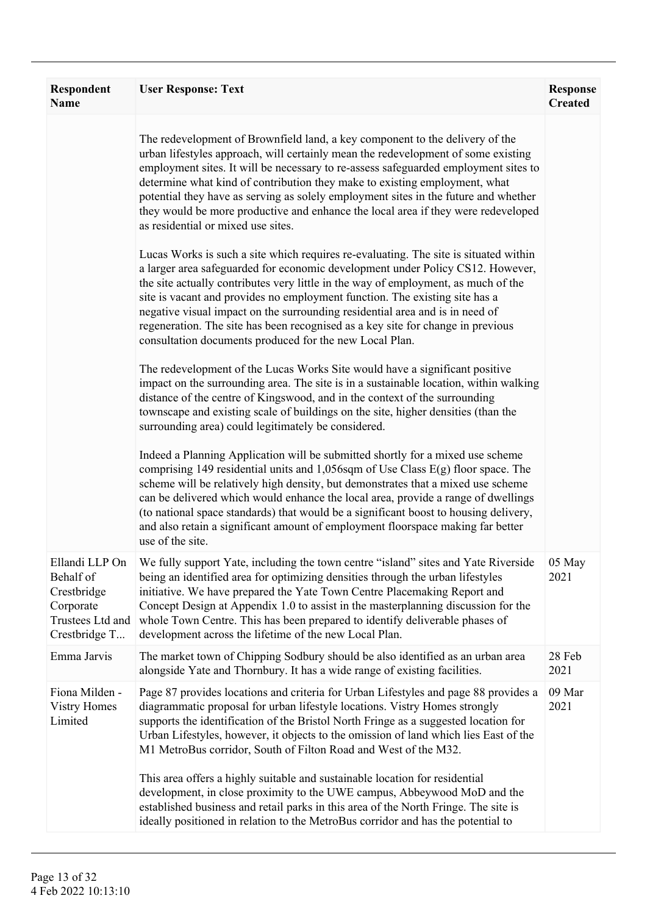| Respondent Name | User Response: Text | Response Created |
| --- | --- | --- |
| | The redevelopment of Brownfield land, a key component to the delivery of the urban lifestyles approach, will certainly mean the redevelopment of some existing employment sites. It will be necessary to re-assess safeguarded employment sites to determine what kind of contribution they make to existing employment, what potential they have as serving as solely employment sites in the future and whether they would be more productive and enhance the local area if they were redeveloped as residential or mixed use sites.<br><br>Lucas Works is such a site which requires re-evaluating. The site is situated within a larger area safeguarded for economic development under Policy CS12. However, the site actually contributes very little in the way of employment, as much of the site is vacant and provides no employment function. The existing site has a negative visual impact on the surrounding residential area and is in need of regeneration. The site has been recognised as a key site for change in previous consultation documents produced for the new Local Plan.<br><br>The redevelopment of the Lucas Works Site would have a significant positive impact on the surrounding area. The site is in a sustainable location, within walking distance of the centre of Kingswood, and in the context of the surrounding townscape and existing scale of buildings on the site, higher densities (than the surrounding area) could legitimately be considered.<br><br>Indeed a Planning Application will be submitted shortly for a mixed use scheme comprising 149 residential units and 1,056sqm of Use Class E(g) floor space. The scheme will be relatively high density, but demonstrates that a mixed use scheme can be delivered which would enhance the local area, provide a range of dwellings (to national space standards) that would be a significant boost to housing delivery, and also retain a significant amount of employment floorspace making far better use of the site. | |
| Ellandi LLP On Behalf of Crestbridge Corporate Trustees Ltd and Crestbridge T... | We fully support Yate, including the town centre "island" sites and Yate Riverside being an identified area for optimizing densities through the urban lifestyles initiative. We have prepared the Yate Town Centre Placemaking Report and Concept Design at Appendix 1.0 to assist in the masterplanning discussion for the whole Town Centre. This has been prepared to identify deliverable phases of development across the lifetime of the new Local Plan. | 05 May 2021 |
| Emma Jarvis | The market town of Chipping Sodbury should be also identified as an urban area alongside Yate and Thornbury. It has a wide range of existing facilities. | 28 Feb 2021 |
| Fiona Milden - Vistry Homes Limited | Page 87 provides locations and criteria for Urban Lifestyles and page 88 provides a diagrammatic proposal for urban lifestyle locations. Vistry Homes strongly supports the identification of the Bristol North Fringe as a suggested location for Urban Lifestyles, however, it objects to the omission of land which lies East of the M1 MetroBus corridor, South of Filton Road and West of the M32.<br><br>This area offers a highly suitable and sustainable location for residential development, in close proximity to the UWE campus, Abbeywood MoD and the established business and retail parks in this area of the North Fringe. The site is ideally positioned in relation to the MetroBus corridor and has the potential to | 09 Mar 2021 |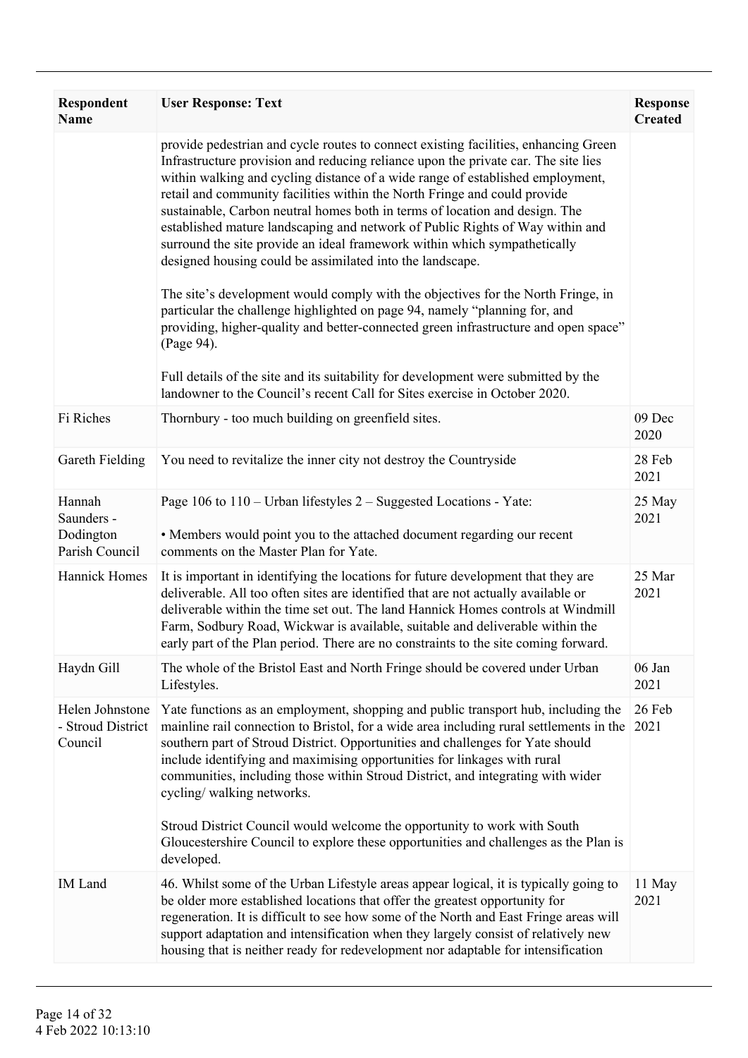| Respondent Name | User Response: Text | Response Created |
|---|---|---|
| | provide pedestrian and cycle routes to connect existing facilities, enhancing Green Infrastructure provision and reducing reliance upon the private car. The site lies within walking and cycling distance of a wide range of established employment, retail and community facilities within the North Fringe and could provide sustainable, Carbon neutral homes both in terms of location and design. The established mature landscaping and network of Public Rights of Way within and surround the site provide an ideal framework within which sympathetically designed housing could be assimilated into the landscape.<br><br>The site's development would comply with the objectives for the North Fringe, in particular the challenge highlighted on page 94, namely "planning for, and providing, higher-quality and better-connected green infrastructure and open space" (Page 94).<br><br>Full details of the site and its suitability for development were submitted by the landowner to the Council's recent Call for Sites exercise in October 2020. | |
| Fi Riches | Thornbury - too much building on greenfield sites. | 09 Dec 2020 |
| Gareth Fielding | You need to revitalize the inner city not destroy the Countryside | 28 Feb 2021 |
| Hannah Saunders - Dodington Parish Council | Page 106 to 110 – Urban lifestyles 2 – Suggested Locations - Yate:<br><br>• Members would point you to the attached document regarding our recent comments on the Master Plan for Yate. | 25 May 2021 |
| Hannick Homes | It is important in identifying the locations for future development that they are deliverable. All too often sites are identified that are not actually available or deliverable within the time set out. The land Hannick Homes controls at Windmill Farm, Sodbury Road, Wickwar is available, suitable and deliverable within the early part of the Plan period. There are no constraints to the site coming forward. | 25 Mar 2021 |
| Haydn Gill | The whole of the Bristol East and North Fringe should be covered under Urban Lifestyles. | 06 Jan 2021 |
| Helen Johnstone - Stroud District Council | Yate functions as an employment, shopping and public transport hub, including the mainline rail connection to Bristol, for a wide area including rural settlements in the southern part of Stroud District. Opportunities and challenges for Yate should include identifying and maximising opportunities for linkages with rural communities, including those within Stroud District, and integrating with wider cycling/ walking networks.<br><br>Stroud District Council would welcome the opportunity to work with South Gloucestershire Council to explore these opportunities and challenges as the Plan is developed. | 26 Feb 2021 |
| IM Land | 46. Whilst some of the Urban Lifestyle areas appear logical, it is typically going to be older more established locations that offer the greatest opportunity for regeneration. It is difficult to see how some of the North and East Fringe areas will support adaptation and intensification when they largely consist of relatively new housing that is neither ready for redevelopment nor adaptable for intensification | 11 May 2021 |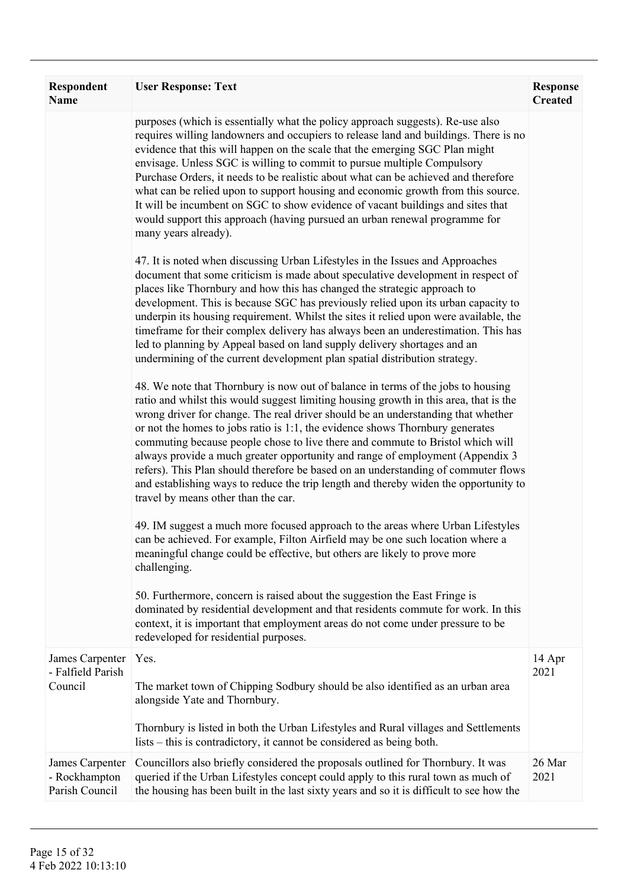| Respondent Name | User Response: Text | Response Created |
|---|---|---|
| | purposes (which is essentially what the policy approach suggests). Re-use also requires willing landowners and occupiers to release land and buildings. There is no evidence that this will happen on the scale that the emerging SGC Plan might envisage. Unless SGC is willing to commit to pursue multiple Compulsory Purchase Orders, it needs to be realistic about what can be achieved and therefore what can be relied upon to support housing and economic growth from this source. It will be incumbent on SGC to show evidence of vacant buildings and sites that would support this approach (having pursued an urban renewal programme for many years already).<br><br>47. It is noted when discussing Urban Lifestyles in the Issues and Approaches document that some criticism is made about speculative development in respect of places like Thornbury and how this has changed the strategic approach to development. This is because SGC has previously relied upon its urban capacity to underpin its housing requirement. Whilst the sites it relied upon were available, the timeframe for their complex delivery has always been an underestimation. This has led to planning by Appeal based on land supply delivery shortages and an undermining of the current development plan spatial distribution strategy.<br><br>48. We note that Thornbury is now out of balance in terms of the jobs to housing ratio and whilst this would suggest limiting housing growth in this area, that is the wrong driver for change. The real driver should be an understanding that whether or not the homes to jobs ratio is 1:1, the evidence shows Thornbury generates commuting because people chose to live there and commute to Bristol which will always provide a much greater opportunity and range of employment (Appendix 3 refers). This Plan should therefore be based on an understanding of commuter flows and establishing ways to reduce the trip length and thereby widen the opportunity to travel by means other than the car.<br><br>49. IM suggest a much more focused approach to the areas where Urban Lifestyles can be achieved. For example, Filton Airfield may be one such location where a meaningful change could be effective, but others are likely to prove more challenging.<br><br>50. Furthermore, concern is raised about the suggestion the East Fringe is dominated by residential development and that residents commute for work. In this context, it is important that employment areas do not come under pressure to be redeveloped for residential purposes. | |
| James Carpenter - Falfield Parish Council | Yes.<br><br>The market town of Chipping Sodbury should be also identified as an urban area alongside Yate and Thornbury.<br><br>Thornbury is listed in both the Urban Lifestyles and Rural villages and Settlements lists – this is contradictory, it cannot be considered as being both. | 14 Apr 2021 |
| James Carpenter - Rockhampton Parish Council | Councillors also briefly considered the proposals outlined for Thornbury. It was queried if the Urban Lifestyles concept could apply to this rural town as much of the housing has been built in the last sixty years and so it is difficult to see how the | 26 Mar 2021 |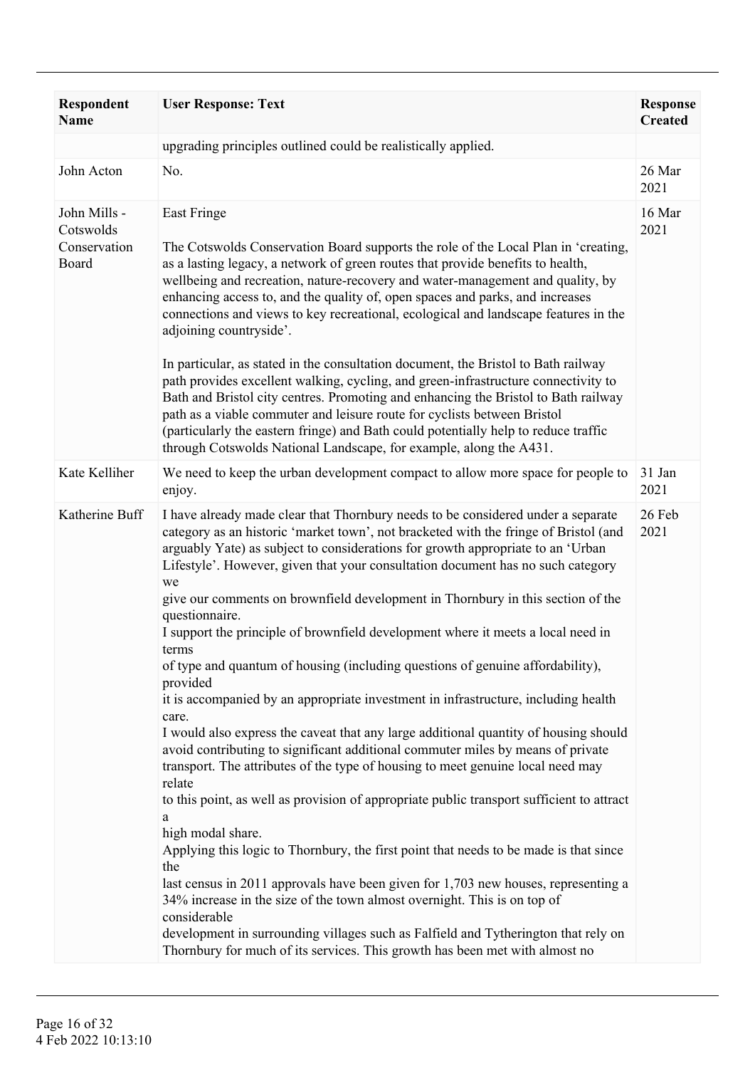| Respondent Name | User Response: Text | Response Created |
|---|---|---|
| | upgrading principles outlined could be realistically applied. | |
| John Acton | No. | 26 Mar 2021 |
| John Mills - Cotswolds Conservation Board | East Fringe<br><br>The Cotswolds Conservation Board supports the role of the Local Plan in 'creating, as a lasting legacy, a network of green routes that provide benefits to health, wellbeing and recreation, nature-recovery and water-management and quality, by enhancing access to, and the quality of, open spaces and parks, and increases connections and views to key recreational, ecological and landscape features in the adjoining countryside'.<br><br>In particular, as stated in the consultation document, the Bristol to Bath railway path provides excellent walking, cycling, and green-infrastructure connectivity to Bath and Bristol city centres. Promoting and enhancing the Bristol to Bath railway path as a viable commuter and leisure route for cyclists between Bristol (particularly the eastern fringe) and Bath could potentially help to reduce traffic through Cotswolds National Landscape, for example, along the A431. | 16 Mar 2021 |
| Kate Kelliher | We need to keep the urban development compact to allow more space for people to enjoy. | 31 Jan 2021 |
| Katherine Buff | I have already made clear that Thornbury needs to be considered under a separate category as an historic 'market town', not bracketed with the fringe of Bristol (and arguably Yate) as subject to considerations for growth appropriate to an 'Urban Lifestyle'. However, given that your consultation document has no such category we<br>give our comments on brownfield development in Thornbury in this section of the questionnaire.<br>I support the principle of brownfield development where it meets a local need in terms<br>of type and quantum of housing (including questions of genuine affordability), provided<br>it is accompanied by an appropriate investment in infrastructure, including health care.<br>I would also express the caveat that any large additional quantity of housing should avoid contributing to significant additional commuter miles by means of private transport. The attributes of the type of housing to meet genuine local need may relate<br>to this point, as well as provision of appropriate public transport sufficient to attract a<br>high modal share.<br>Applying this logic to Thornbury, the first point that needs to be made is that since the<br>last census in 2011 approvals have been given for 1,703 new houses, representing a 34% increase in the size of the town almost overnight. This is on top of considerable<br>development in surrounding villages such as Falfield and Tytherington that rely on Thornbury for much of its services. This growth has been met with almost no | 26 Feb 2021 |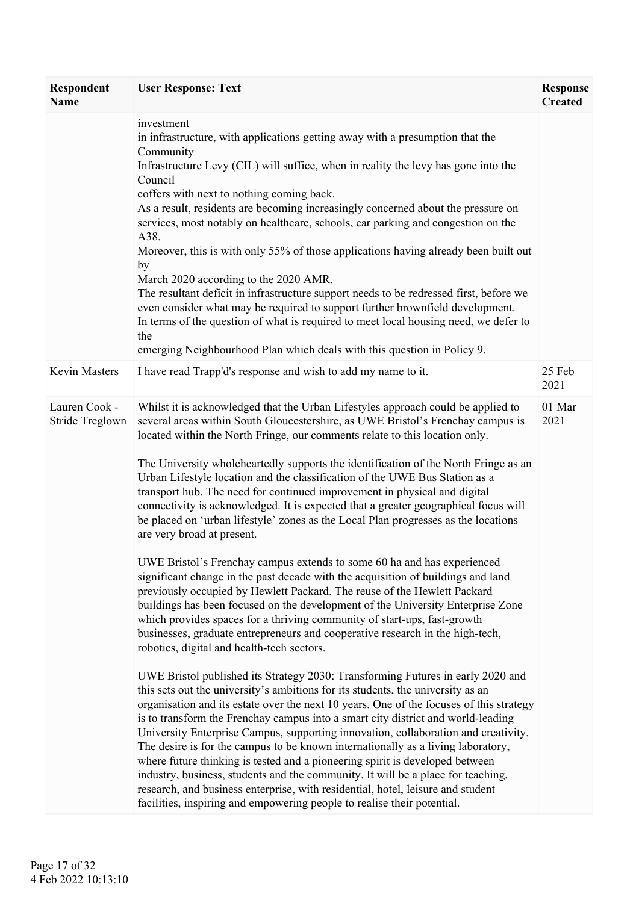| Respondent Name | User Response: Text | Response Created |
| --- | --- | --- |
| | investment<br>in infrastructure, with applications getting away with a presumption that the Community<br>Infrastructure Levy (CIL) will suffice, when in reality the levy has gone into the Council<br>coffers with next to nothing coming back.<br>As a result, residents are becoming increasingly concerned about the pressure on services, most notably on healthcare, schools, car parking and congestion on the A38.<br>Moreover, this is with only 55% of those applications having already been built out by<br>March 2020 according to the 2020 AMR.<br>The resultant deficit in infrastructure support needs to be redressed first, before we even consider what may be required to support further brownfield development.<br>In terms of the question of what is required to meet local housing need, we defer to the<br>emerging Neighbourhood Plan which deals with this question in Policy 9. | |
| Kevin Masters | I have read Trapp'd's response and wish to add my name to it. | 25 Feb 2021 |
| Lauren Cook - Stride Treglown | Whilst it is acknowledged that the Urban Lifestyles approach could be applied to several areas within South Gloucestershire, as UWE Bristol's Frenchay campus is located within the North Fringe, our comments relate to this location only.<br><br>The University wholeheartedly supports the identification of the North Fringe as an Urban Lifestyle location and the classification of the UWE Bus Station as a transport hub. The need for continued improvement in physical and digital connectivity is acknowledged. It is expected that a greater geographical focus will be placed on 'urban lifestyle' zones as the Local Plan progresses as the locations are very broad at present.<br><br>UWE Bristol's Frenchay campus extends to some 60 ha and has experienced significant change in the past decade with the acquisition of buildings and land previously occupied by Hewlett Packard. The reuse of the Hewlett Packard buildings has been focused on the development of the University Enterprise Zone which provides spaces for a thriving community of start-ups, fast-growth businesses, graduate entrepreneurs and cooperative research in the high-tech, robotics, digital and health-tech sectors.<br><br>UWE Bristol published its Strategy 2030: Transforming Futures in early 2020 and this sets out the university's ambitions for its students, the university as an organisation and its estate over the next 10 years. One of the focuses of this strategy is to transform the Frenchay campus into a smart city district and world-leading University Enterprise Campus, supporting innovation, collaboration and creativity. The desire is for the campus to be known internationally as a living laboratory, where future thinking is tested and a pioneering spirit is developed between industry, business, students and the community. It will be a place for teaching, research, and business enterprise, with residential, hotel, leisure and student facilities, inspiring and empowering people to realise their potential. | 01 Mar 2021 |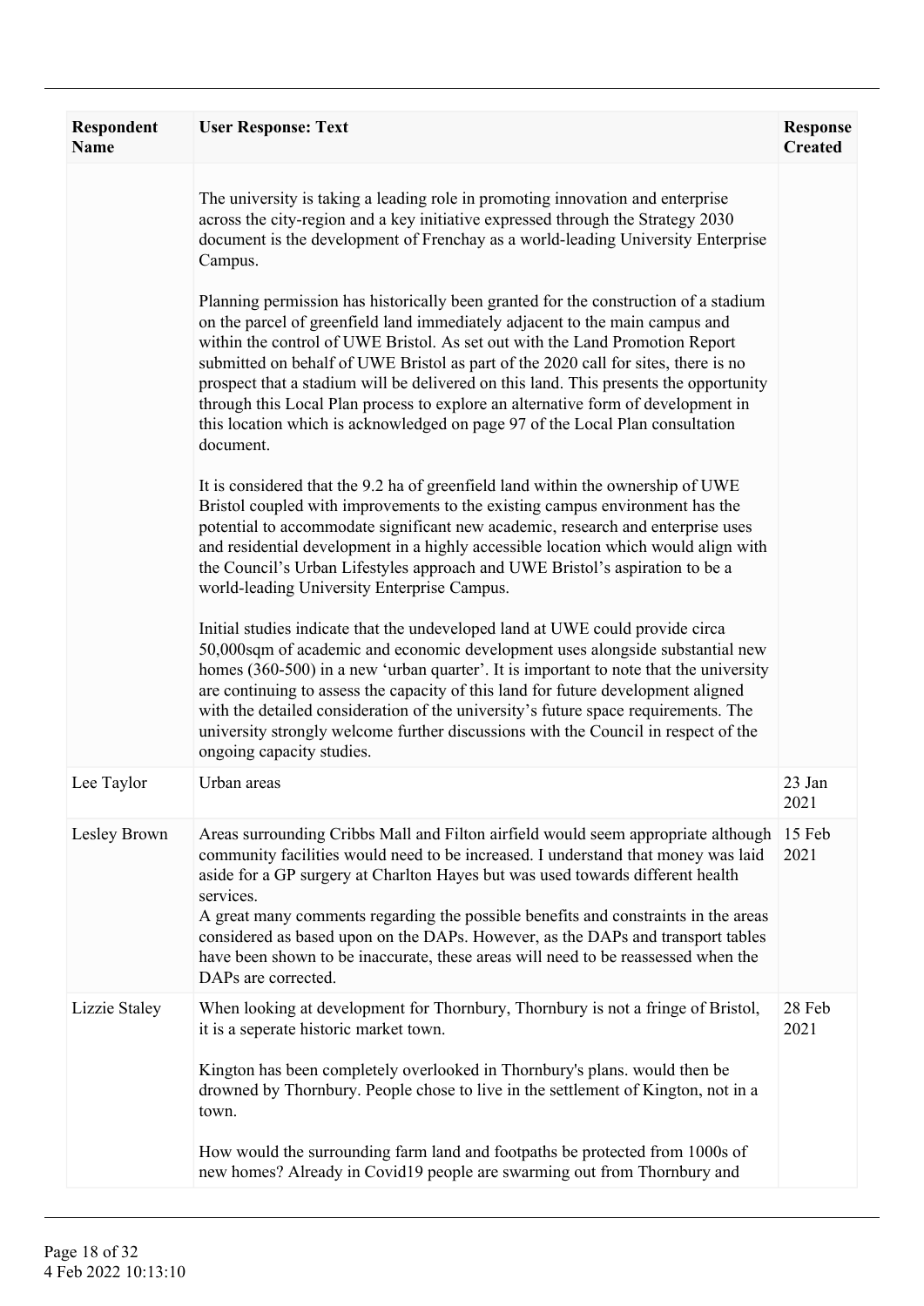| Respondent Name | User Response: Text | Response Created |
|---|---|---|
| | The university is taking a leading role in promoting innovation and enterprise across the city-region and a key initiative expressed through the Strategy 2030 document is the development of Frenchay as a world-leading University Enterprise Campus.<br><br>Planning permission has historically been granted for the construction of a stadium on the parcel of greenfield land immediately adjacent to the main campus and within the control of UWE Bristol. As set out with the Land Promotion Report submitted on behalf of UWE Bristol as part of the 2020 call for sites, there is no prospect that a stadium will be delivered on this land. This presents the opportunity through this Local Plan process to explore an alternative form of development in this location which is acknowledged on page 97 of the Local Plan consultation document.<br><br>It is considered that the 9.2 ha of greenfield land within the ownership of UWE Bristol coupled with improvements to the existing campus environment has the potential to accommodate significant new academic, research and enterprise uses and residential development in a highly accessible location which would align with the Council's Urban Lifestyles approach and UWE Bristol's aspiration to be a world-leading University Enterprise Campus.<br><br>Initial studies indicate that the undeveloped land at UWE could provide circa 50,000sqm of academic and economic development uses alongside substantial new homes (360-500) in a new 'urban quarter'. It is important to note that the university are continuing to assess the capacity of this land for future development aligned with the detailed consideration of the university's future space requirements. The university strongly welcome further discussions with the Council in respect of the ongoing capacity studies. | |
| Lee Taylor | Urban areas | 23 Jan 2021 |
| Lesley Brown | Areas surrounding Cribbs Mall and Filton airfield would seem appropriate although community facilities would need to be increased. I understand that money was laid aside for a GP surgery at Charlton Hayes but was used towards different health services.<br>A great many comments regarding the possible benefits and constraints in the areas considered as based upon on the DAPs. However, as the DAPs and transport tables have been shown to be inaccurate, these areas will need to be reassessed when the DAPs are corrected. | 15 Feb 2021 |
| Lizzie Staley | When looking at development for Thornbury, Thornbury is not a fringe of Bristol, it is a seperate historic market town.<br><br>Kington has been completely overlooked in Thornbury's plans. would then be drowned by Thornbury. People chose to live in the settlement of Kington, not in a town.<br><br>How would the surrounding farm land and footpaths be protected from 1000s of new homes? Already in Covid19 people are swarming out from Thornbury and | 28 Feb 2021 |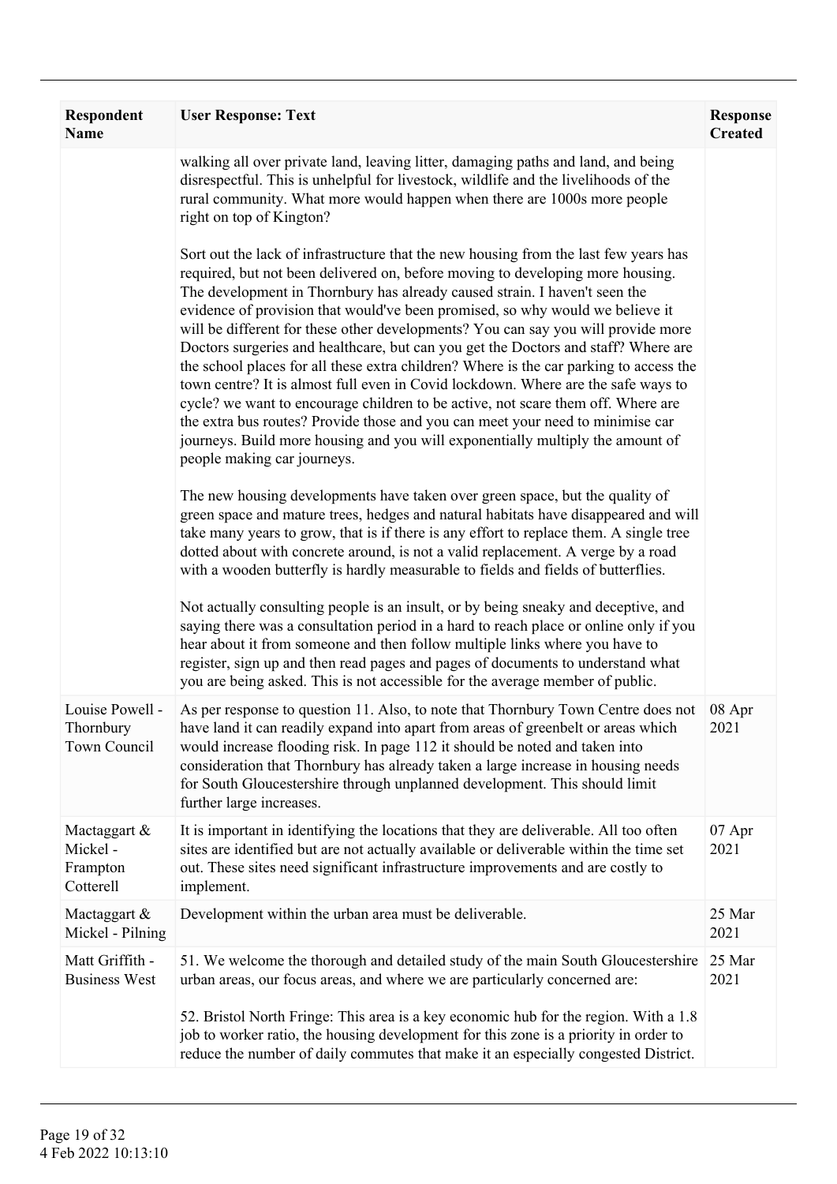| Respondent Name | User Response: Text | Response Created |
|---|---|---|
| | walking all over private land, leaving litter, damaging paths and land, and being disrespectful. This is unhelpful for livestock, wildlife and the livelihoods of the rural community. What more would happen when there are 1000s more people right on top of Kington?<br><br>Sort out the lack of infrastructure that the new housing from the last few years has required, but not been delivered on, before moving to developing more housing. The development in Thornbury has already caused strain. I haven't seen the evidence of provision that would've been promised, so why would we believe it will be different for these other developments? You can say you will provide more Doctors surgeries and healthcare, but can you get the Doctors and staff? Where are the school places for all these extra children? Where is the car parking to access the town centre? It is almost full even in Covid lockdown. Where are the safe ways to cycle? we want to encourage children to be active, not scare them off. Where are the extra bus routes? Provide those and you can meet your need to minimise car journeys. Build more housing and you will exponentially multiply the amount of people making car journeys.<br><br>The new housing developments have taken over green space, but the quality of green space and mature trees, hedges and natural habitats have disappeared and will take many years to grow, that is if there is any effort to replace them. A single tree dotted about with concrete around, is not a valid replacement. A verge by a road with a wooden butterfly is hardly measurable to fields and fields of butterflies.<br><br>Not actually consulting people is an insult, or by being sneaky and deceptive, and saying there was a consultation period in a hard to reach place or online only if you hear about it from someone and then follow multiple links where you have to register, sign up and then read pages and pages of documents to understand what you are being asked. This is not accessible for the average member of public. | |
| Louise Powell - Thornbury Town Council | As per response to question 11. Also, to note that Thornbury Town Centre does not have land it can readily expand into apart from areas of greenbelt or areas which would increase flooding risk. In page 112 it should be noted and taken into consideration that Thornbury has already taken a large increase in housing needs for South Gloucestershire through unplanned development. This should limit further large increases. | 08 Apr 2021 |
| Mactaggart & Mickel - Frampton Cotterell | It is important in identifying the locations that they are deliverable. All too often sites are identified but are not actually available or deliverable within the time set out. These sites need significant infrastructure improvements and are costly to implement. | 07 Apr 2021 |
| Mactaggart & Mickel - Pilning | Development within the urban area must be deliverable. | 25 Mar 2021 |
| Matt Griffith - Business West | 51. We welcome the thorough and detailed study of the main South Gloucestershire urban areas, our focus areas, and where we are particularly concerned are:<br><br>52. Bristol North Fringe: This area is a key economic hub for the region. With a 1.8 job to worker ratio, the housing development for this zone is a priority in order to reduce the number of daily commutes that make it an especially congested District. | 25 Mar 2021 |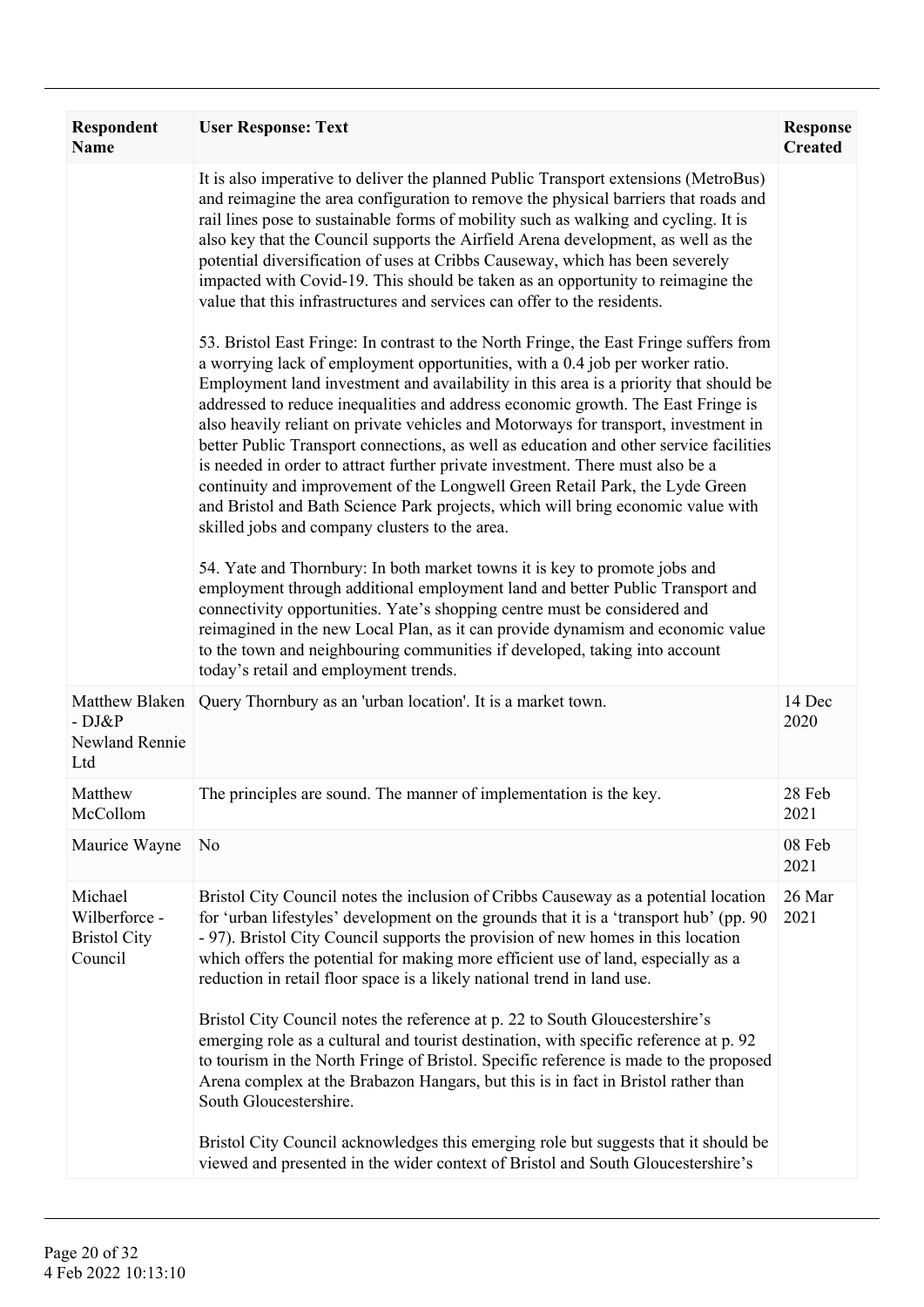| Respondent Name | User Response: Text | Response Created |
|---|---|---|
| | It is also imperative to deliver the planned Public Transport extensions (MetroBus) and reimagine the area configuration to remove the physical barriers that roads and rail lines pose to sustainable forms of mobility such as walking and cycling. It is also key that the Council supports the Airfield Arena development, as well as the potential diversification of uses at Cribbs Causeway, which has been severely impacted with Covid-19. This should be taken as an opportunity to reimagine the value that this infrastructures and services can offer to the residents.<br><br>53. Bristol East Fringe: In contrast to the North Fringe, the East Fringe suffers from a worrying lack of employment opportunities, with a 0.4 job per worker ratio. Employment land investment and availability in this area is a priority that should be addressed to reduce inequalities and address economic growth. The East Fringe is also heavily reliant on private vehicles and Motorways for transport, investment in better Public Transport connections, as well as education and other service facilities is needed in order to attract further private investment. There must also be a continuity and improvement of the Longwell Green Retail Park, the Lyde Green and Bristol and Bath Science Park projects, which will bring economic value with skilled jobs and company clusters to the area.<br><br>54. Yate and Thornbury: In both market towns it is key to promote jobs and employment through additional employment land and better Public Transport and connectivity opportunities. Yate's shopping centre must be considered and reimagined in the new Local Plan, as it can provide dynamism and economic value to the town and neighbouring communities if developed, taking into account today's retail and employment trends. | |
| Matthew Blaken - DJ&P Newland Rennie Ltd | Query Thornbury as an 'urban location'. It is a market town. | 14 Dec 2020 |
| Matthew McCollom | The principles are sound. The manner of implementation is the key. | 28 Feb 2021 |
| Maurice Wayne | No | 08 Feb 2021 |
| Michael Wilberforce - Bristol City Council | Bristol City Council notes the inclusion of Cribbs Causeway as a potential location for 'urban lifestyles' development on the grounds that it is a 'transport hub' (pp. 90 - 97). Bristol City Council supports the provision of new homes in this location which offers the potential for making more efficient use of land, especially as a reduction in retail floor space is a likely national trend in land use.<br><br>Bristol City Council notes the reference at p. 22 to South Gloucestershire's emerging role as a cultural and tourist destination, with specific reference at p. 92 to tourism in the North Fringe of Bristol. Specific reference is made to the proposed Arena complex at the Brabazon Hangars, but this is in fact in Bristol rather than South Gloucestershire.<br><br>Bristol City Council acknowledges this emerging role but suggests that it should be viewed and presented in the wider context of Bristol and South Gloucestershire's | 26 Mar 2021 |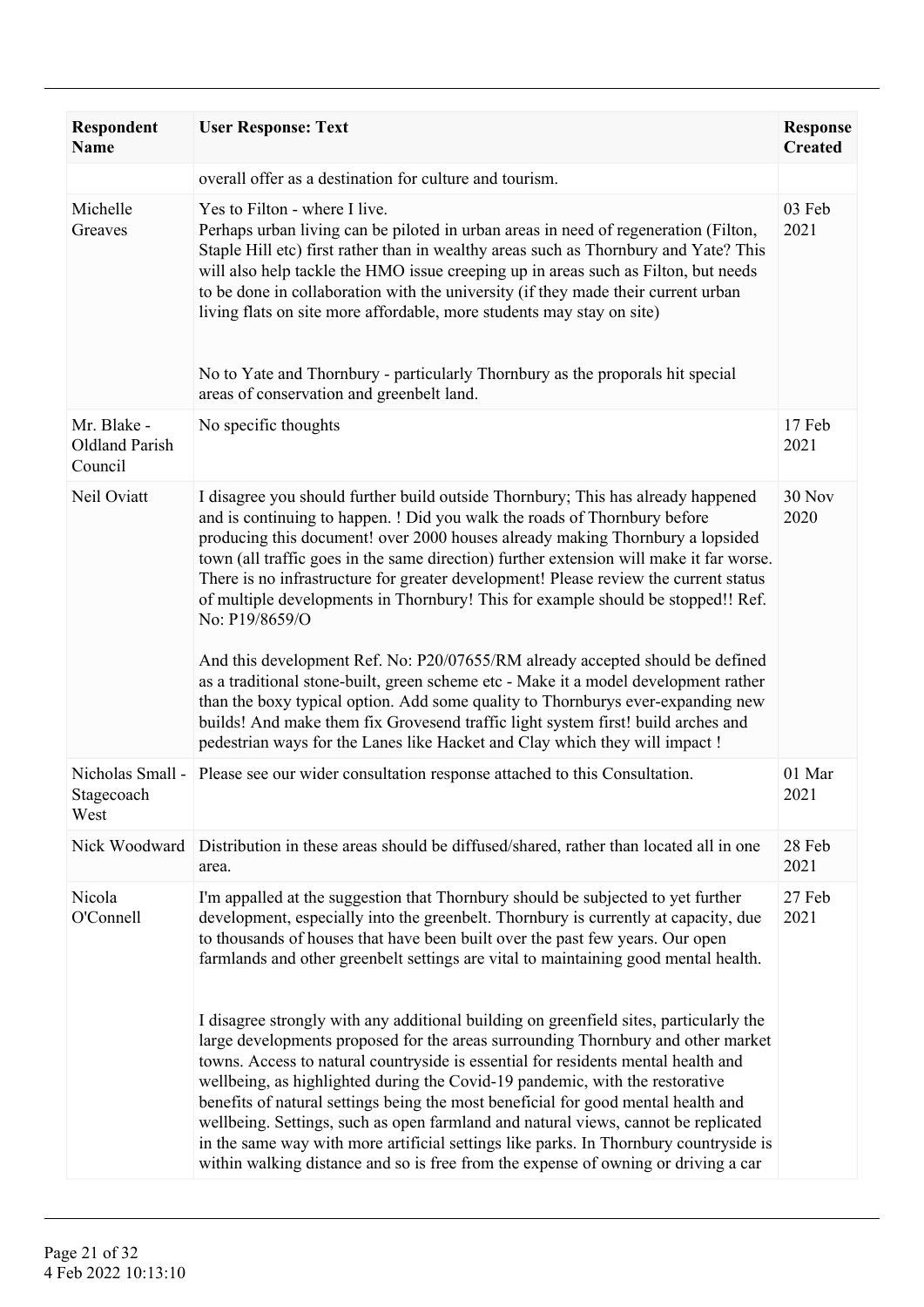| Respondent Name | User Response: Text | Response Created |
|---|---|---|
| | overall offer as a destination for culture and tourism. | |
| Michelle Greaves | Yes to Filton - where I live.<br>Perhaps urban living can be piloted in urban areas in need of regeneration (Filton, Staple Hill etc) first rather than in wealthy areas such as Thornbury and Yate? This will also help tackle the HMO issue creeping up in areas such as Filton, but needs to be done in collaboration with the university (if they made their current urban living flats on site more affordable, more students may stay on site)<br><br>No to Yate and Thornbury - particularly Thornbury as the proporals hit special areas of conservation and greenbelt land. | 03 Feb 2021 |
| Mr. Blake - Oldland Parish Council | No specific thoughts | 17 Feb 2021 |
| Neil Oviatt | I disagree you should further build outside Thornbury; This has already happened and is continuing to happen. ! Did you walk the roads of Thornbury before producing this document! over 2000 houses already making Thornbury a lopsided town (all traffic goes in the same direction) further extension will make it far worse. There is no infrastructure for greater development! Please review the current status of multiple developments in Thornbury! This for example should be stopped!! Ref. No: P19/8659/O<br><br>And this development Ref. No: P20/07655/RM already accepted should be defined as a traditional stone-built, green scheme etc - Make it a model development rather than the boxy typical option. Add some quality to Thornburys ever-expanding new builds! And make them fix Grovesend traffic light system first! build arches and pedestrian ways for the Lanes like Hacket and Clay which they will impact ! | 30 Nov 2020 |
| Nicholas Small - Stagecoach West | Please see our wider consultation response attached to this Consultation. | 01 Mar 2021 |
| Nick Woodward | Distribution in these areas should be diffused/shared, rather than located all in one area. | 28 Feb 2021 |
| Nicola O'Connell | I'm appalled at the suggestion that Thornbury should be subjected to yet further development, especially into the greenbelt. Thornbury is currently at capacity, due to thousands of houses that have been built over the past few years. Our open farmlands and other greenbelt settings are vital to maintaining good mental health.<br><br>I disagree strongly with any additional building on greenfield sites, particularly the large developments proposed for the areas surrounding Thornbury and other market towns. Access to natural countryside is essential for residents mental health and wellbeing, as highlighted during the Covid-19 pandemic, with the restorative benefits of natural settings being the most beneficial for good mental health and wellbeing. Settings, such as open farmland and natural views, cannot be replicated in the same way with more artificial settings like parks. In Thornbury countryside is within walking distance and so is free from the expense of owning or driving a car | 27 Feb 2021 |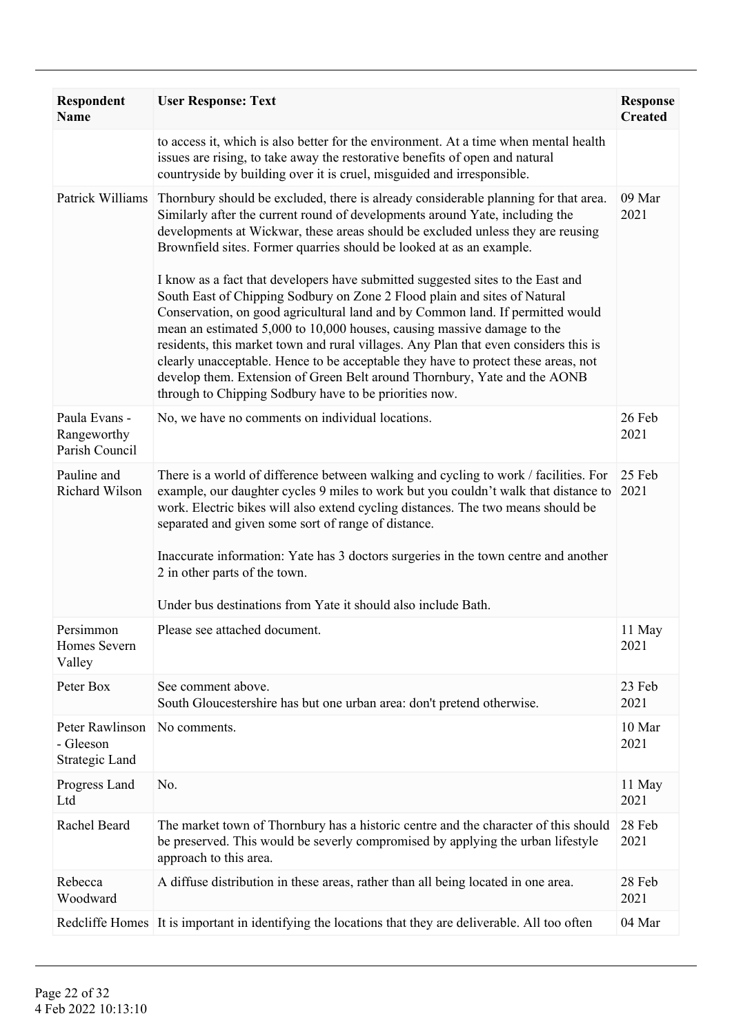| Respondent Name | User Response: Text | Response Created |
|---|---|---|
| | to access it, which is also better for the environment. At a time when mental health issues are rising, to take away the restorative benefits of open and natural countryside by building over it is cruel, misguided and irresponsible. | |
| Patrick Williams | Thornbury should be excluded, there is already considerable planning for that area. Similarly after the current round of developments around Yate, including the developments at Wickwar, these areas should be excluded unless they are reusing Brownfield sites. Former quarries should be looked at as an example.<br><br>I know as a fact that developers have submitted suggested sites to the East and South East of Chipping Sodbury on Zone 2 Flood plain and sites of Natural Conservation, on good agricultural land and by Common land. If permitted would mean an estimated 5,000 to 10,000 houses, causing massive damage to the residents, this market town and rural villages. Any Plan that even considers this is clearly unacceptable. Hence to be acceptable they have to protect these areas, not develop them. Extension of Green Belt around Thornbury, Yate and the AONB through to Chipping Sodbury have to be priorities now. | 09 Mar 2021 |
| Paula Evans - Rangeworthy Parish Council | No, we have no comments on individual locations. | 26 Feb 2021 |
| Pauline and Richard Wilson | There is a world of difference between walking and cycling to work / facilities. For example, our daughter cycles 9 miles to work but you couldn't walk that distance to work. Electric bikes will also extend cycling distances. The two means should be separated and given some sort of range of distance.<br><br>Inaccurate information: Yate has 3 doctors surgeries in the town centre and another 2 in other parts of the town.<br><br>Under bus destinations from Yate it should also include Bath. | 25 Feb 2021 |
| Persimmon Homes Severn Valley | Please see attached document. | 11 May 2021 |
| Peter Box | See comment above.<br>South Gloucestershire has but one urban area: don't pretend otherwise. | 23 Feb 2021 |
| Peter Rawlinson - Gleeson Strategic Land | No comments. | 10 Mar 2021 |
| Progress Land Ltd | No. | 11 May 2021 |
| Rachel Beard | The market town of Thornbury has a historic centre and the character of this should be preserved. This would be severly compromised by applying the urban lifestyle approach to this area. | 28 Feb 2021 |
| Rebecca Woodward | A diffuse distribution in these areas, rather than all being located in one area. | 28 Feb 2021 |
| Redcliffe Homes | It is important in identifying the locations that they are deliverable. All too often | 04 Mar |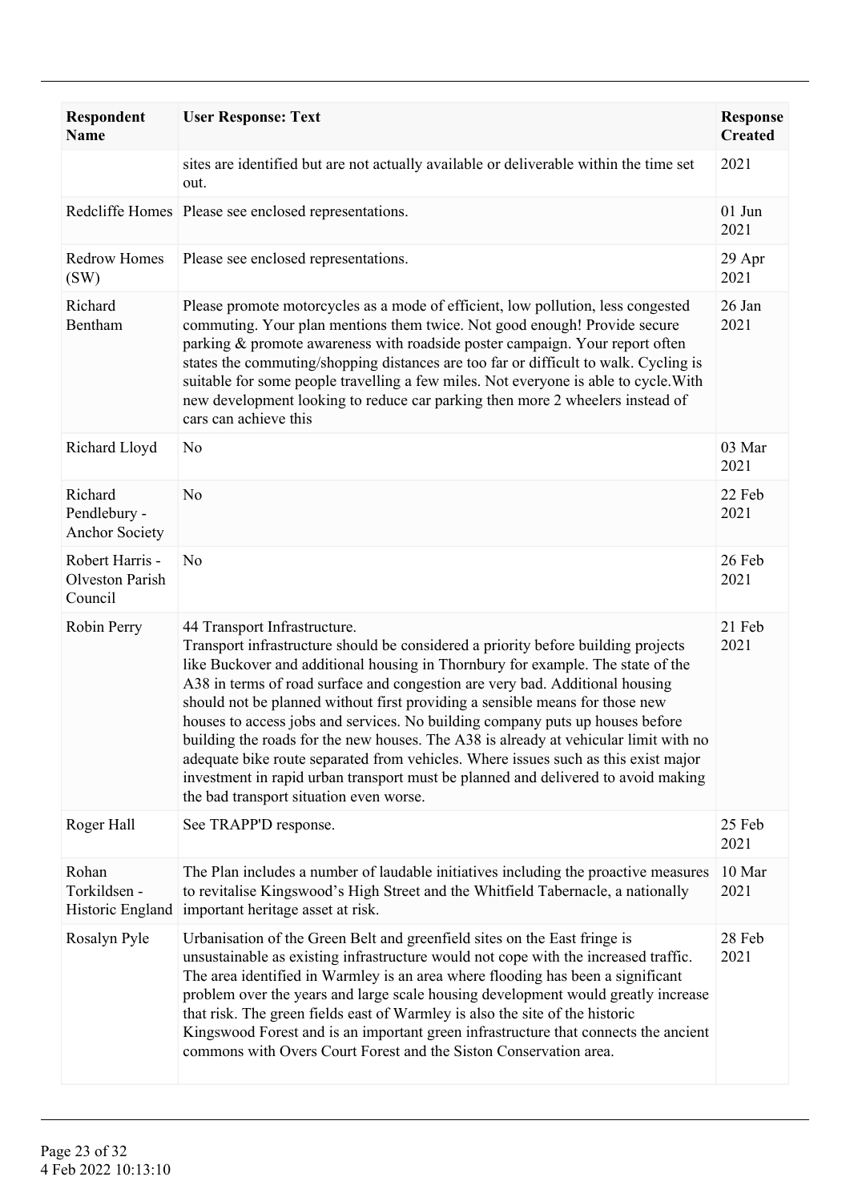| Respondent Name | User Response: Text | Response Created |
|---|---|---|
| | sites are identified but are not actually available or deliverable within the time set out. | 2021 |
| Redcliffe Homes | Please see enclosed representations. | 01 Jun 2021 |
| Redrow Homes (SW) | Please see enclosed representations. | 29 Apr 2021 |
| Richard Bentham | Please promote motorcycles as a mode of efficient, low pollution, less congested commuting. Your plan mentions them twice. Not good enough! Provide secure parking & promote awareness with roadside poster campaign. Your report often states the commuting/shopping distances are too far or difficult to walk. Cycling is suitable for some people travelling a few miles. Not everyone is able to cycle.With new development looking to reduce car parking then more 2 wheelers instead of cars can achieve this | 26 Jan 2021 |
| Richard Lloyd | No | 03 Mar 2021 |
| Richard Pendlebury - Anchor Society | No | 22 Feb 2021 |
| Robert Harris - Olveston Parish Council | No | 26 Feb 2021 |
| Robin Perry | 44 Transport Infrastructure.<br>Transport infrastructure should be considered a priority before building projects like Buckover and additional housing in Thornbury for example. The state of the A38 in terms of road surface and congestion are very bad. Additional housing should not be planned without first providing a sensible means for those new houses to access jobs and services. No building company puts up houses before building the roads for the new houses. The A38 is already at vehicular limit with no adequate bike route separated from vehicles. Where issues such as this exist major investment in rapid urban transport must be planned and delivered to avoid making the bad transport situation even worse. | 21 Feb 2021 |
| Roger Hall | See TRAPP'D response. | 25 Feb 2021 |
| Rohan Torkildsen - Historic England | The Plan includes a number of laudable initiatives including the proactive measures to revitalise Kingswood's High Street and the Whitfield Tabernacle, a nationally important heritage asset at risk. | 10 Mar 2021 |
| Rosalyn Pyle | Urbanisation of the Green Belt and greenfield sites on the East fringe is unsustainable as existing infrastructure would not cope with the increased traffic. The area identified in Warmley is an area where flooding has been a significant problem over the years and large scale housing development would greatly increase that risk. The green fields east of Warmley is also the site of the historic Kingswood Forest and is an important green infrastructure that connects the ancient commons with Overs Court Forest and the Siston Conservation area. | 28 Feb 2021 |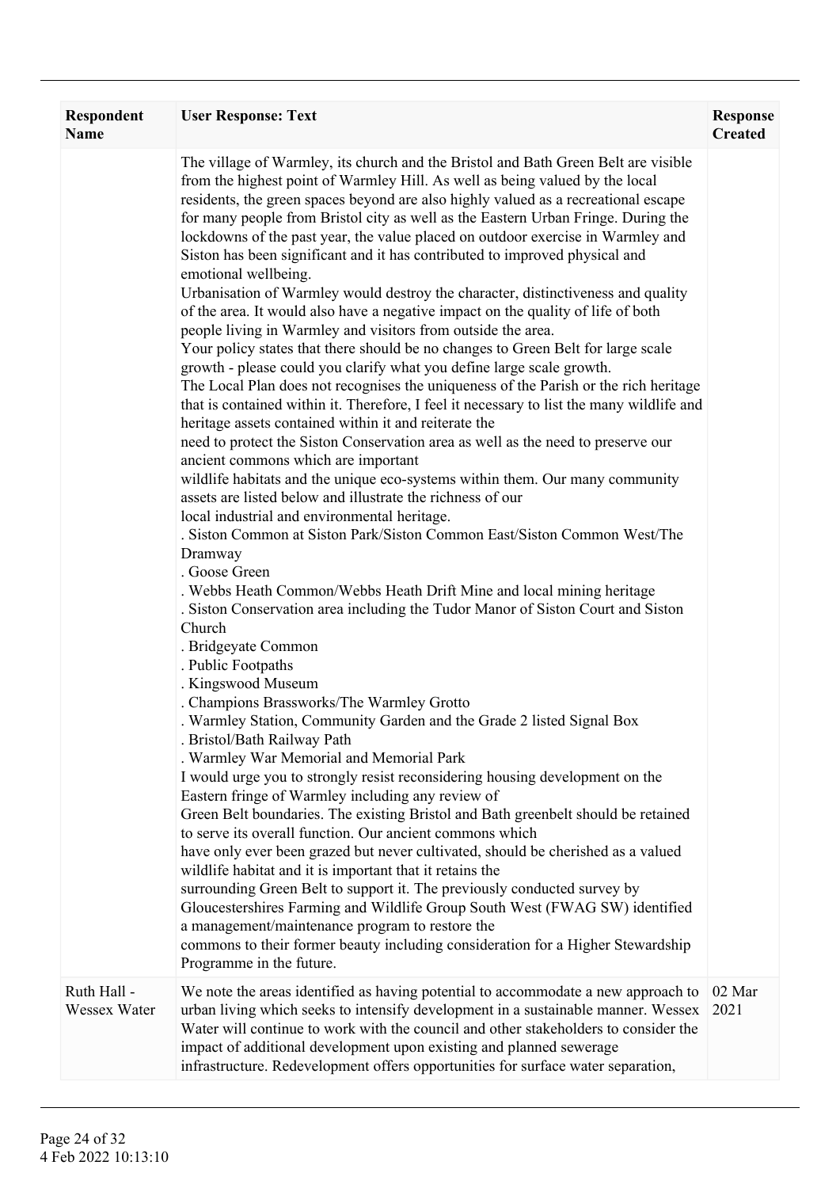| Respondent Name | User Response: Text | Response Created |
| --- | --- | --- |
| | The village of Warmley, its church and the Bristol and Bath Green Belt are visible from the highest point of Warmley Hill. As well as being valued by the local residents, the green spaces beyond are also highly valued as a recreational escape for many people from Bristol city as well as the Eastern Urban Fringe. During the lockdowns of the past year, the value placed on outdoor exercise in Warmley and Siston has been significant and it has contributed to improved physical and emotional wellbeing.<br>Urbanisation of Warmley would destroy the character, distinctiveness and quality of the area. It would also have a negative impact on the quality of life of both people living in Warmley and visitors from outside the area.<br>Your policy states that there should be no changes to Green Belt for large scale growth - please could you clarify what you define large scale growth.<br>The Local Plan does not recognises the uniqueness of the Parish or the rich heritage that is contained within it. Therefore, I feel it necessary to list the many wildlife and heritage assets contained within it and reiterate the<br>need to protect the Siston Conservation area as well as the need to preserve our ancient commons which are important<br>wildlife habitats and the unique eco-systems within them. Our many community assets are listed below and illustrate the richness of our<br>local industrial and environmental heritage.<br>. Siston Common at Siston Park/Siston Common East/Siston Common West/The Dramway<br>. Goose Green<br>. Webbs Heath Common/Webbs Heath Drift Mine and local mining heritage<br>. Siston Conservation area including the Tudor Manor of Siston Court and Siston Church<br>. Bridgeyate Common<br>. Public Footpaths<br>. Kingswood Museum<br>. Champions Brassworks/The Warmley Grotto<br>. Warmley Station, Community Garden and the Grade 2 listed Signal Box<br>. Bristol/Bath Railway Path<br>. Warmley War Memorial and Memorial Park<br>I would urge you to strongly resist reconsidering housing development on the Eastern fringe of Warmley including any review of<br>Green Belt boundaries. The existing Bristol and Bath greenbelt should be retained to serve its overall function. Our ancient commons which<br>have only ever been grazed but never cultivated, should be cherished as a valued wildlife habitat and it is important that it retains the<br>surrounding Green Belt to support it. The previously conducted survey by Gloucestershires Farming and Wildlife Group South West (FWAG SW) identified a management/maintenance program to restore the<br>commons to their former beauty including consideration for a Higher Stewardship Programme in the future. | |
| Ruth Hall - Wessex Water | We note the areas identified as having potential to accommodate a new approach to urban living which seeks to intensify development in a sustainable manner. Wessex Water will continue to work with the council and other stakeholders to consider the impact of additional development upon existing and planned sewerage infrastructure. Redevelopment offers opportunities for surface water separation, | 02 Mar 2021 |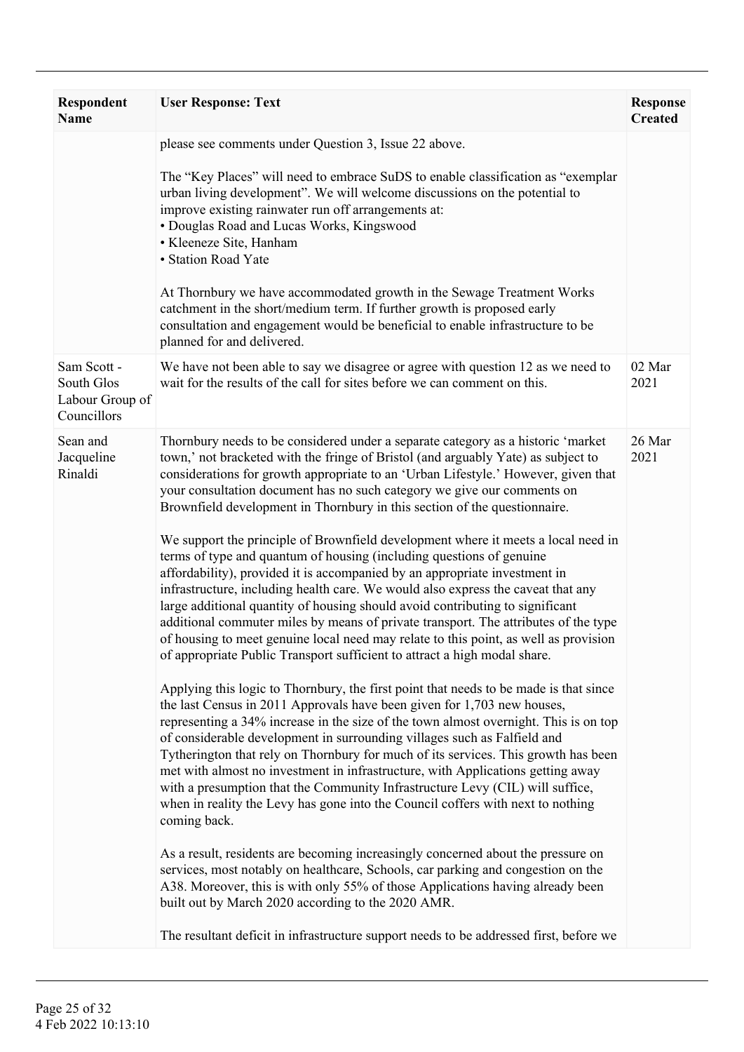| Respondent Name | User Response: Text | Response Created |
| --- | --- | --- |
| | please see comments under Question 3, Issue 22 above.<br><br>The "Key Places" will need to embrace SuDS to enable classification as "exemplar urban living development". We will welcome discussions on the potential to improve existing rainwater run off arrangements at:<br>• Douglas Road and Lucas Works, Kingswood<br>• Kleeneze Site, Hanham<br>• Station Road Yate<br><br>At Thornbury we have accommodated growth in the Sewage Treatment Works catchment in the short/medium term. If further growth is proposed early consultation and engagement would be beneficial to enable infrastructure to be planned for and delivered. | |
| Sam Scott - South Glos Labour Group of Councillors | We have not been able to say we disagree or agree with question 12 as we need to wait for the results of the call for sites before we can comment on this. | 02 Mar 2021 |
| Sean and Jacqueline Rinaldi | Thornbury needs to be considered under a separate category as a historic 'market town,' not bracketed with the fringe of Bristol (and arguably Yate) as subject to considerations for growth appropriate to an 'Urban Lifestyle.' However, given that your consultation document has no such category we give our comments on Brownfield development in Thornbury in this section of the questionnaire.<br><br>We support the principle of Brownfield development where it meets a local need in terms of type and quantum of housing (including questions of genuine affordability), provided it is accompanied by an appropriate investment in infrastructure, including health care. We would also express the caveat that any large additional quantity of housing should avoid contributing to significant additional commuter miles by means of private transport. The attributes of the type of housing to meet genuine local need may relate to this point, as well as provision of appropriate Public Transport sufficient to attract a high modal share.<br><br>Applying this logic to Thornbury, the first point that needs to be made is that since the last Census in 2011 Approvals have been given for 1,703 new houses, representing a 34% increase in the size of the town almost overnight. This is on top of considerable development in surrounding villages such as Falfield and Tytherington that rely on Thornbury for much of its services. This growth has been met with almost no investment in infrastructure, with Applications getting away with a presumption that the Community Infrastructure Levy (CIL) will suffice, when in reality the Levy has gone into the Council coffers with next to nothing coming back.<br><br>As a result, residents are becoming increasingly concerned about the pressure on services, most notably on healthcare, Schools, car parking and congestion on the A38. Moreover, this is with only 55% of those Applications having already been built out by March 2020 according to the 2020 AMR.<br><br>The resultant deficit in infrastructure support needs to be addressed first, before we | 26 Mar 2021 |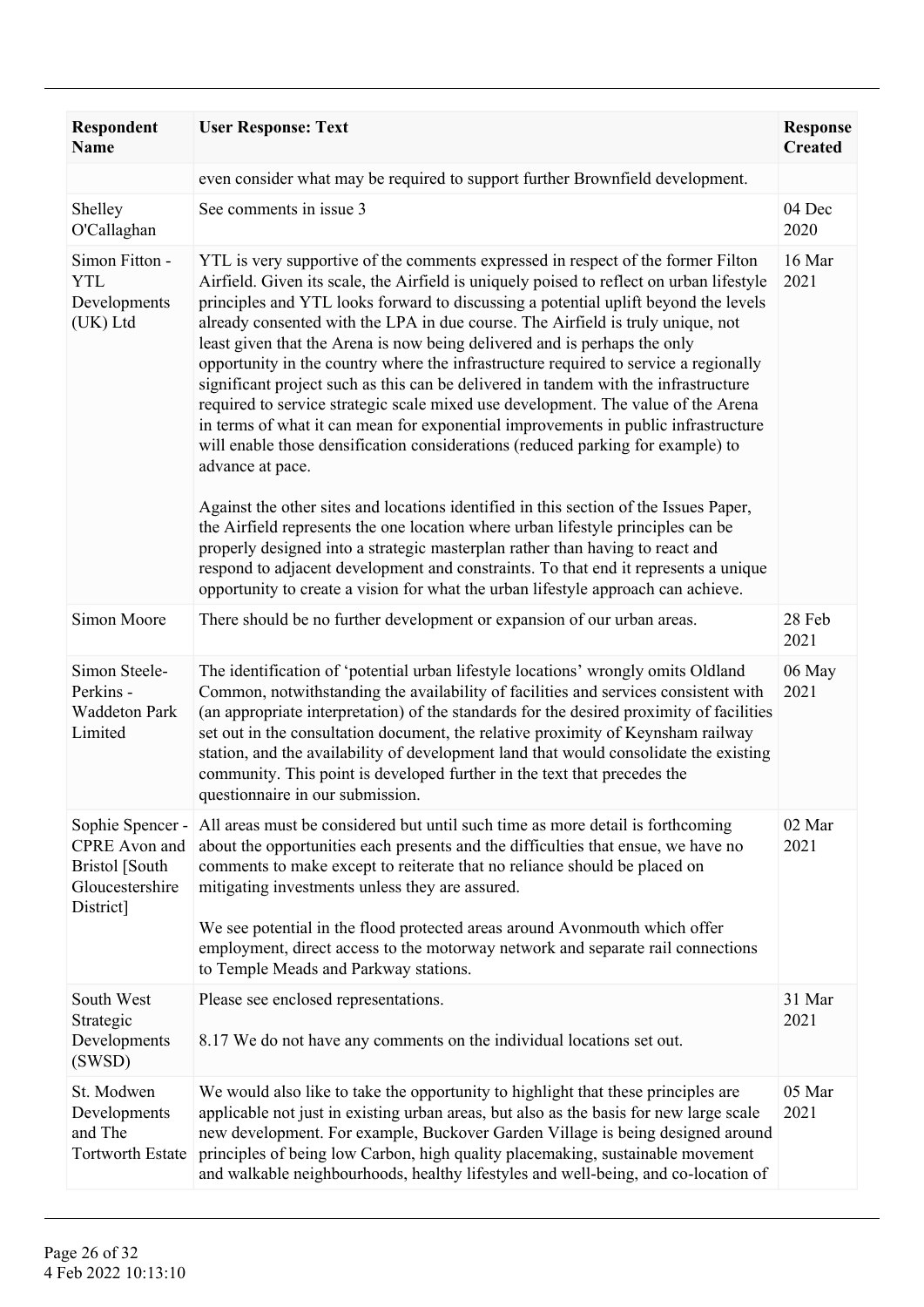| Respondent Name | User Response: Text | Response Created |
|---|---|---|
| | even consider what may be required to support further Brownfield development. | |
| Shelley O'Callaghan | See comments in issue 3 | 04 Dec 2020 |
| Simon Fitton - YTL Developments (UK) Ltd | YTL is very supportive of the comments expressed in respect of the former Filton Airfield. Given its scale, the Airfield is uniquely poised to reflect on urban lifestyle principles and YTL looks forward to discussing a potential uplift beyond the levels already consented with the LPA in due course. The Airfield is truly unique, not least given that the Arena is now being delivered and is perhaps the only opportunity in the country where the infrastructure required to service a regionally significant project such as this can be delivered in tandem with the infrastructure required to service strategic scale mixed use development. The value of the Arena in terms of what it can mean for exponential improvements in public infrastructure will enable those densification considerations (reduced parking for example) to advance at pace.<br><br>Against the other sites and locations identified in this section of the Issues Paper, the Airfield represents the one location where urban lifestyle principles can be properly designed into a strategic masterplan rather than having to react and respond to adjacent development and constraints. To that end it represents a unique opportunity to create a vision for what the urban lifestyle approach can achieve. | 16 Mar 2021 |
| Simon Moore | There should be no further development or expansion of our urban areas. | 28 Feb 2021 |
| Simon Steele-Perkins - Waddeton Park Limited | The identification of 'potential urban lifestyle locations' wrongly omits Oldland Common, notwithstanding the availability of facilities and services consistent with (an appropriate interpretation) of the standards for the desired proximity of facilities set out in the consultation document, the relative proximity of Keynsham railway station, and the availability of development land that would consolidate the existing community. This point is developed further in the text that precedes the questionnaire in our submission. | 06 May 2021 |
| Sophie Spencer - CPRE Avon and Bristol [South Gloucestershire District] | All areas must be considered but until such time as more detail is forthcoming about the opportunities each presents and the difficulties that ensue, we have no comments to make except to reiterate that no reliance should be placed on mitigating investments unless they are assured.<br><br>We see potential in the flood protected areas around Avonmouth which offer employment, direct access to the motorway network and separate rail connections to Temple Meads and Parkway stations. | 02 Mar 2021 |
| South West Strategic Developments (SWSD) | Please see enclosed representations.<br><br>8.17 We do not have any comments on the individual locations set out. | 31 Mar 2021 |
| St. Modwen Developments and The Tortworth Estate | We would also like to take the opportunity to highlight that these principles are applicable not just in existing urban areas, but also as the basis for new large scale new development. For example, Buckover Garden Village is being designed around principles of being low Carbon, high quality placemaking, sustainable movement and walkable neighbourhoods, healthy lifestyles and well-being, and co-location of | 05 Mar 2021 |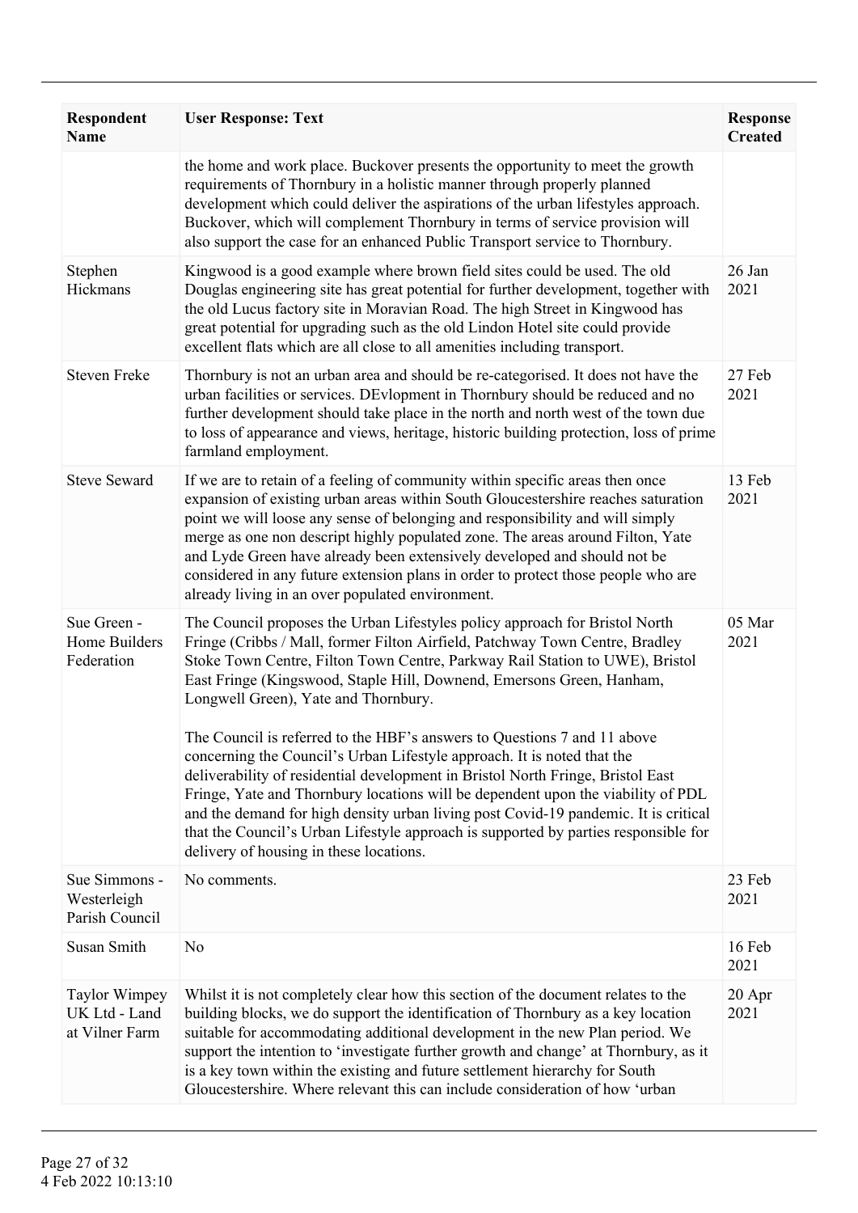| Respondent Name | User Response: Text | Response Created |
|---|---|---|
| | the home and work place. Buckover presents the opportunity to meet the growth requirements of Thornbury in a holistic manner through properly planned development which could deliver the aspirations of the urban lifestyles approach. Buckover, which will complement Thornbury in terms of service provision will also support the case for an enhanced Public Transport service to Thornbury. | |
| Stephen Hickmans | Kingwood is a good example where brown field sites could be used. The old Douglas engineering site has great potential for further development, together with the old Lucus factory site in Moravian Road. The high Street in Kingwood has great potential for upgrading such as the old Lindon Hotel site could provide excellent flats which are all close to all amenities including transport. | 26 Jan 2021 |
| Steven Freke | Thornbury is not an urban area and should be re-categorised. It does not have the urban facilities or services. DEvlopment in Thornbury should be reduced and no further development should take place in the north and north west of the town due to loss of appearance and views, heritage, historic building protection, loss of prime farmland employment. | 27 Feb 2021 |
| Steve Seward | If we are to retain of a feeling of community within specific areas then once expansion of existing urban areas within South Gloucestershire reaches saturation point we will loose any sense of belonging and responsibility and will simply merge as one non descript highly populated zone. The areas around Filton, Yate and Lyde Green have already been extensively developed and should not be considered in any future extension plans in order to protect those people who are already living in an over populated environment. | 13 Feb 2021 |
| Sue Green - Home Builders Federation | The Council proposes the Urban Lifestyles policy approach for Bristol North Fringe (Cribbs / Mall, former Filton Airfield, Patchway Town Centre, Bradley Stoke Town Centre, Filton Town Centre, Parkway Rail Station to UWE), Bristol East Fringe (Kingswood, Staple Hill, Downend, Emersons Green, Hanham, Longwell Green), Yate and Thornbury.<br><br>The Council is referred to the HBF's answers to Questions 7 and 11 above concerning the Council's Urban Lifestyle approach. It is noted that the deliverability of residential development in Bristol North Fringe, Bristol East Fringe, Yate and Thornbury locations will be dependent upon the viability of PDL and the demand for high density urban living post Covid-19 pandemic. It is critical that the Council's Urban Lifestyle approach is supported by parties responsible for delivery of housing in these locations. | 05 Mar 2021 |
| Sue Simmons - Westerleigh Parish Council | No comments. | 23 Feb 2021 |
| Susan Smith | No | 16 Feb 2021 |
| Taylor Wimpey UK Ltd - Land at Vilner Farm | Whilst it is not completely clear how this section of the document relates to the building blocks, we do support the identification of Thornbury as a key location suitable for accommodating additional development in the new Plan period. We support the intention to 'investigate further growth and change' at Thornbury, as it is a key town within the existing and future settlement hierarchy for South Gloucestershire. Where relevant this can include consideration of how 'urban | 20 Apr 2021 |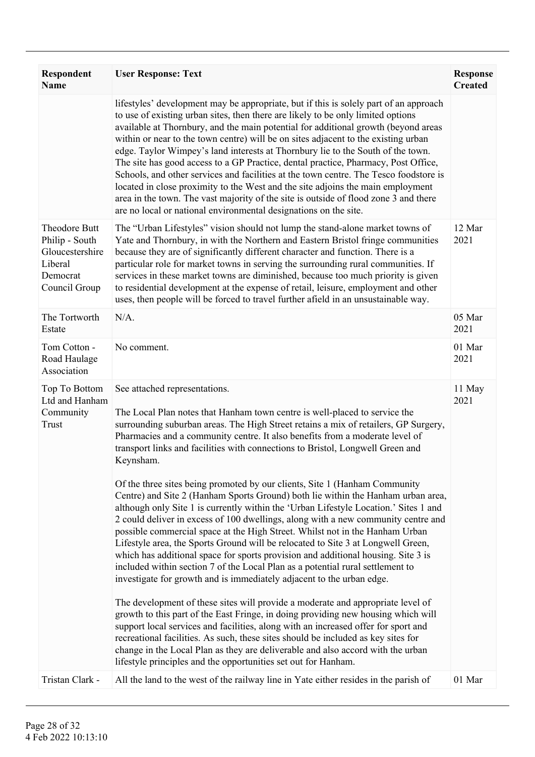| Respondent Name | User Response: Text | Response Created |
| --- | --- | --- |
| | lifestyles' development may be appropriate, but if this is solely part of an approach to use of existing urban sites, then there are likely to be only limited options available at Thornbury, and the main potential for additional growth (beyond areas within or near to the town centre) will be on sites adjacent to the existing urban edge. Taylor Wimpey's land interests at Thornbury lie to the South of the town. The site has good access to a GP Practice, dental practice, Pharmacy, Post Office, Schools, and other services and facilities at the town centre. The Tesco foodstore is located in close proximity to the West and the site adjoins the main employment area in the town. The vast majority of the site is outside of flood zone 3 and there are no local or national environmental designations on the site. | |
| Theodore Butt Philip - South Gloucestershire Liberal Democrat Council Group | The "Urban Lifestyles" vision should not lump the stand-alone market towns of Yate and Thornbury, in with the Northern and Eastern Bristol fringe communities because they are of significantly different character and function. There is a particular role for market towns in serving the surrounding rural communities. If services in these market towns are diminished, because too much priority is given to residential development at the expense of retail, leisure, employment and other uses, then people will be forced to travel further afield in an unsustainable way. | 12 Mar 2021 |
| The Tortworth Estate | N/A. | 05 Mar 2021 |
| Tom Cotton - Road Haulage Association | No comment. | 01 Mar 2021 |
| Top To Bottom Ltd and Hanham Community Trust | See attached representations.<br><br>The Local Plan notes that Hanham town centre is well-placed to service the surrounding suburban areas. The High Street retains a mix of retailers, GP Surgery, Pharmacies and a community centre. It also benefits from a moderate level of transport links and facilities with connections to Bristol, Longwell Green and Keynsham.<br><br>Of the three sites being promoted by our clients, Site 1 (Hanham Community Centre) and Site 2 (Hanham Sports Ground) both lie within the Hanham urban area, although only Site 1 is currently within the 'Urban Lifestyle Location.' Sites 1 and 2 could deliver in excess of 100 dwellings, along with a new community centre and possible commercial space at the High Street. Whilst not in the Hanham Urban Lifestyle area, the Sports Ground will be relocated to Site 3 at Longwell Green, which has additional space for sports provision and additional housing. Site 3 is included within section 7 of the Local Plan as a potential rural settlement to investigate for growth and is immediately adjacent to the urban edge.<br><br>The development of these sites will provide a moderate and appropriate level of growth to this part of the East Fringe, in doing providing new housing which will support local services and facilities, along with an increased offer for sport and recreational facilities. As such, these sites should be included as key sites for change in the Local Plan as they are deliverable and also accord with the urban lifestyle principles and the opportunities set out for Hanham. | 11 May 2021 |
| Tristan Clark - | All the land to the west of the railway line in Yate either resides in the parish of | 01 Mar |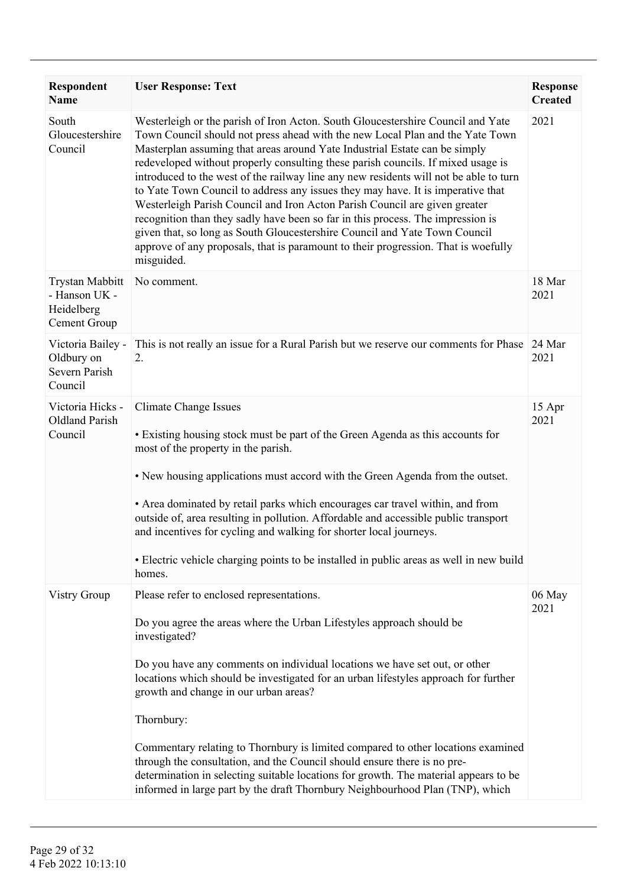| Respondent Name | User Response: Text | Response Created |
|---|---|---|
| South Gloucestershire Council | Westerleigh or the parish of Iron Acton. South Gloucestershire Council and Yate Town Council should not press ahead with the new Local Plan and the Yate Town Masterplan assuming that areas around Yate Industrial Estate can be simply redeveloped without properly consulting these parish councils. If mixed usage is introduced to the west of the railway line any new residents will not be able to turn to Yate Town Council to address any issues they may have. It is imperative that Westerleigh Parish Council and Iron Acton Parish Council are given greater recognition than they sadly have been so far in this process. The impression is given that, so long as South Gloucestershire Council and Yate Town Council approve of any proposals, that is paramount to their progression. That is woefully misguided. | 2021 |
| Trystan Mabbitt - Hanson UK - Heidelberg Cement Group | No comment. | 18 Mar 2021 |
| Victoria Bailey - Oldbury on Severn Parish Council | This is not really an issue for a Rural Parish but we reserve our comments for Phase 2. | 24 Mar 2021 |
| Victoria Hicks - Oldland Parish Council | Climate Change Issues<br><br>• Existing housing stock must be part of the Green Agenda as this accounts for most of the property in the parish.<br><br>• New housing applications must accord with the Green Agenda from the outset.<br><br>• Area dominated by retail parks which encourages car travel within, and from outside of, area resulting in pollution. Affordable and accessible public transport and incentives for cycling and walking for shorter local journeys.<br><br>• Electric vehicle charging points to be installed in public areas as well in new build homes. | 15 Apr 2021 |
| Vistry Group | Please refer to enclosed representations.<br><br>Do you agree the areas where the Urban Lifestyles approach should be investigated?<br><br>Do you have any comments on individual locations we have set out, or other locations which should be investigated for an urban lifestyles approach for further growth and change in our urban areas?<br><br>Thornbury:<br><br>Commentary relating to Thornbury is limited compared to other locations examined through the consultation, and the Council should ensure there is no pre-determination in selecting suitable locations for growth. The material appears to be informed in large part by the draft Thornbury Neighbourhood Plan (TNP), which | 06 May 2021 |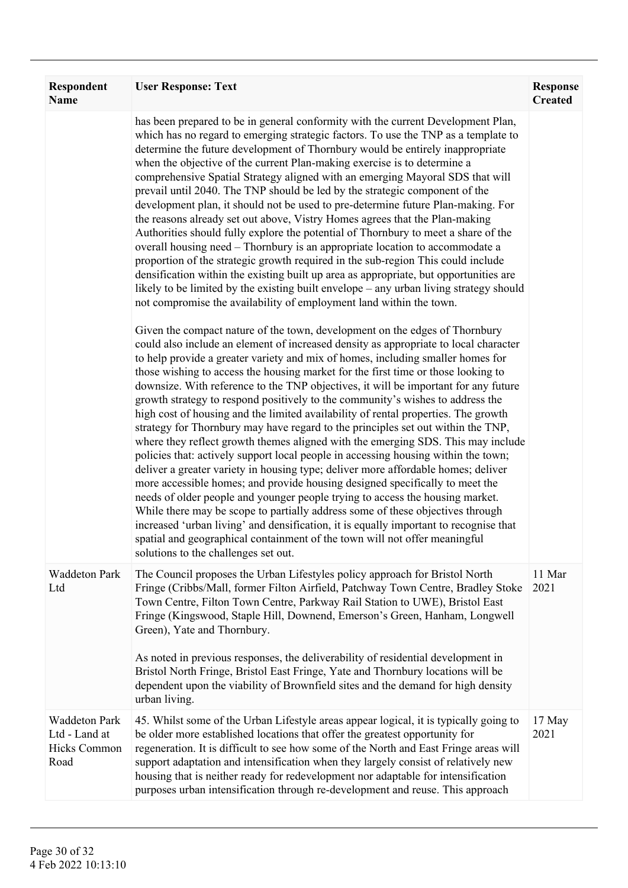| Respondent Name | User Response: Text | Response Created |
|---|---|---|
| | has been prepared to be in general conformity with the current Development Plan, which has no regard to emerging strategic factors. To use the TNP as a template to determine the future development of Thornbury would be entirely inappropriate when the objective of the current Plan-making exercise is to determine a comprehensive Spatial Strategy aligned with an emerging Mayoral SDS that will prevail until 2040. The TNP should be led by the strategic component of the development plan, it should not be used to pre-determine future Plan-making. For the reasons already set out above, Vistry Homes agrees that the Plan-making Authorities should fully explore the potential of Thornbury to meet a share of the overall housing need – Thornbury is an appropriate location to accommodate a proportion of the strategic growth required in the sub-region This could include densification within the existing built up area as appropriate, but opportunities are likely to be limited by the existing built envelope – any urban living strategy should not compromise the availability of employment land within the town.<br><br>Given the compact nature of the town, development on the edges of Thornbury could also include an element of increased density as appropriate to local character to help provide a greater variety and mix of homes, including smaller homes for those wishing to access the housing market for the first time or those looking to downsize. With reference to the TNP objectives, it will be important for any future growth strategy to respond positively to the community's wishes to address the high cost of housing and the limited availability of rental properties. The growth strategy for Thornbury may have regard to the principles set out within the TNP, where they reflect growth themes aligned with the emerging SDS. This may include policies that: actively support local people in accessing housing within the town; deliver a greater variety in housing type; deliver more affordable homes; deliver more accessible homes; and provide housing designed specifically to meet the needs of older people and younger people trying to access the housing market. While there may be scope to partially address some of these objectives through increased 'urban living' and densification, it is equally important to recognise that spatial and geographical containment of the town will not offer meaningful solutions to the challenges set out. | |
| Waddeton Park Ltd | The Council proposes the Urban Lifestyles policy approach for Bristol North Fringe (Cribbs/Mall, former Filton Airfield, Patchway Town Centre, Bradley Stoke Town Centre, Filton Town Centre, Parkway Rail Station to UWE), Bristol East Fringe (Kingswood, Staple Hill, Downend, Emerson's Green, Hanham, Longwell Green), Yate and Thornbury.<br><br>As noted in previous responses, the deliverability of residential development in Bristol North Fringe, Bristol East Fringe, Yate and Thornbury locations will be dependent upon the viability of Brownfield sites and the demand for high density urban living. | 11 Mar 2021 |
| Waddeton Park Ltd - Land at Hicks Common Road | 45. Whilst some of the Urban Lifestyle areas appear logical, it is typically going to be older more established locations that offer the greatest opportunity for regeneration. It is difficult to see how some of the North and East Fringe areas will support adaptation and intensification when they largely consist of relatively new housing that is neither ready for redevelopment nor adaptable for intensification purposes urban intensification through re-development and reuse. This approach | 17 May 2021 |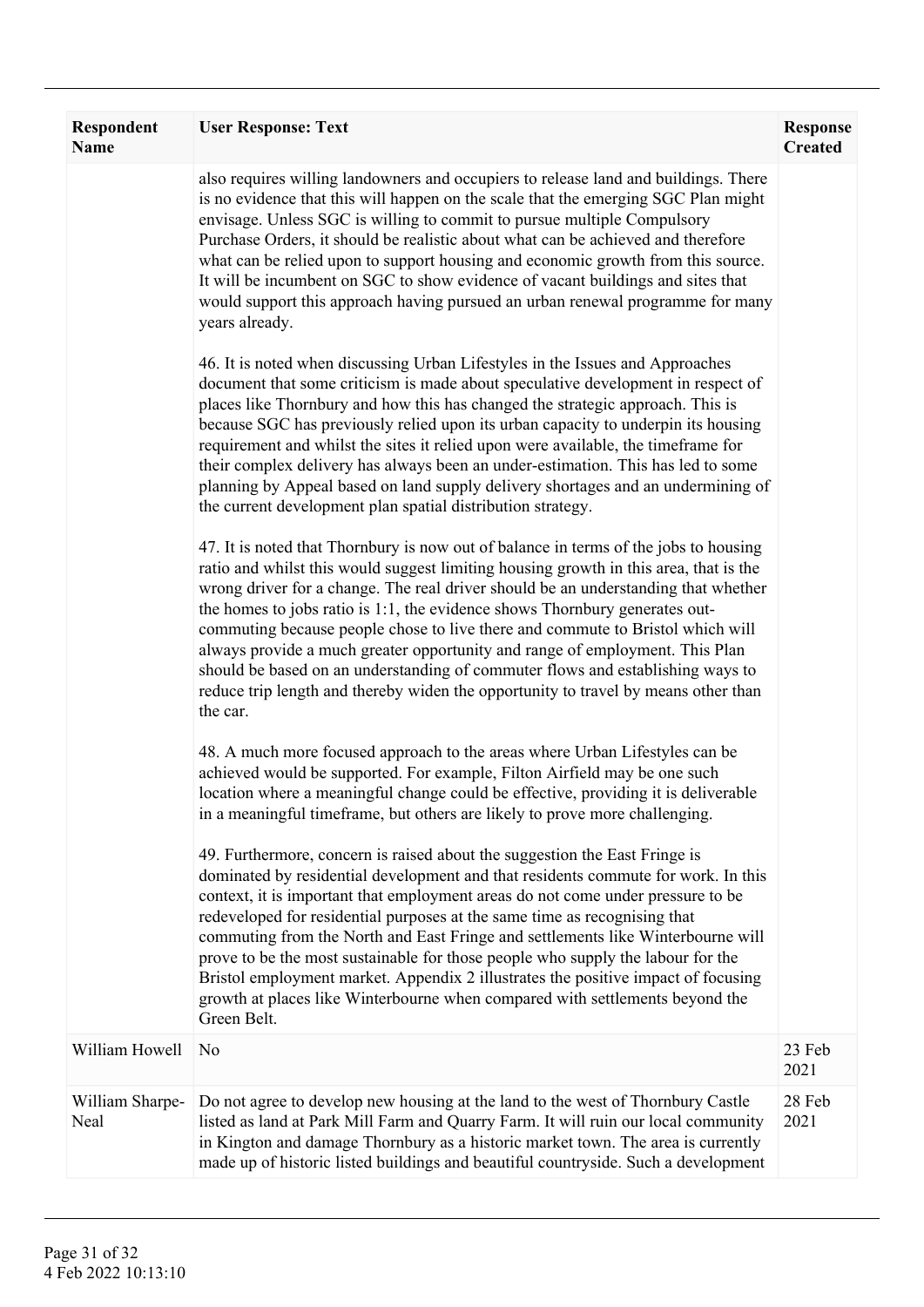| Respondent Name | User Response: Text | Response Created |
|---|---|---|
| | also requires willing landowners and occupiers to release land and buildings. There is no evidence that this will happen on the scale that the emerging SGC Plan might envisage. Unless SGC is willing to commit to pursue multiple Compulsory Purchase Orders, it should be realistic about what can be achieved and therefore what can be relied upon to support housing and economic growth from this source. It will be incumbent on SGC to show evidence of vacant buildings and sites that would support this approach having pursued an urban renewal programme for many years already.<br><br>46. It is noted when discussing Urban Lifestyles in the Issues and Approaches document that some criticism is made about speculative development in respect of places like Thornbury and how this has changed the strategic approach. This is because SGC has previously relied upon its urban capacity to underpin its housing requirement and whilst the sites it relied upon were available, the timeframe for their complex delivery has always been an under-estimation. This has led to some planning by Appeal based on land supply delivery shortages and an undermining of the current development plan spatial distribution strategy.<br><br>47. It is noted that Thornbury is now out of balance in terms of the jobs to housing ratio and whilst this would suggest limiting housing growth in this area, that is the wrong driver for a change. The real driver should be an understanding that whether the homes to jobs ratio is 1:1, the evidence shows Thornbury generates out-commuting because people chose to live there and commute to Bristol which will always provide a much greater opportunity and range of employment. This Plan should be based on an understanding of commuter flows and establishing ways to reduce trip length and thereby widen the opportunity to travel by means other than the car.<br><br>48. A much more focused approach to the areas where Urban Lifestyles can be achieved would be supported. For example, Filton Airfield may be one such location where a meaningful change could be effective, providing it is deliverable in a meaningful timeframe, but others are likely to prove more challenging.<br><br>49. Furthermore, concern is raised about the suggestion the East Fringe is dominated by residential development and that residents commute for work. In this context, it is important that employment areas do not come under pressure to be redeveloped for residential purposes at the same time as recognising that commuting from the North and East Fringe and settlements like Winterbourne will prove to be the most sustainable for those people who supply the labour for the Bristol employment market. Appendix 2 illustrates the positive impact of focusing growth at places like Winterbourne when compared with settlements beyond the Green Belt. | |
| William Howell | No | 23 Feb 2021 |
| William Sharpe-Neal | Do not agree to develop new housing at the land to the west of Thornbury Castle listed as land at Park Mill Farm and Quarry Farm. It will ruin our local community in Kington and damage Thornbury as a historic market town. The area is currently made up of historic listed buildings and beautiful countryside. Such a development | 28 Feb 2021 |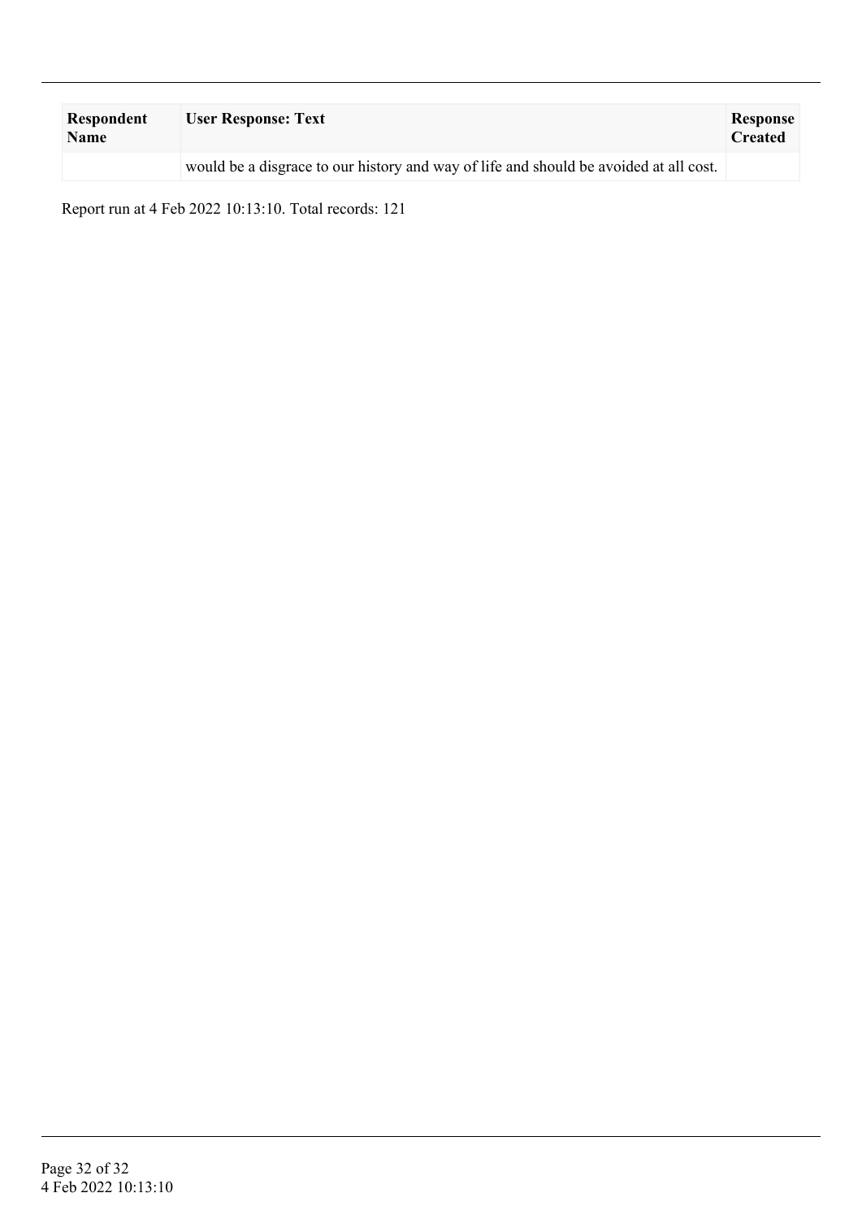| Respondent Name | User Response: Text | Response Created |
| --- | --- | --- |
| | would be a disgrace to our history and way of life and should be avoided at all cost. | |

Report run at 4 Feb 2022 10:13:10. Total records: 121